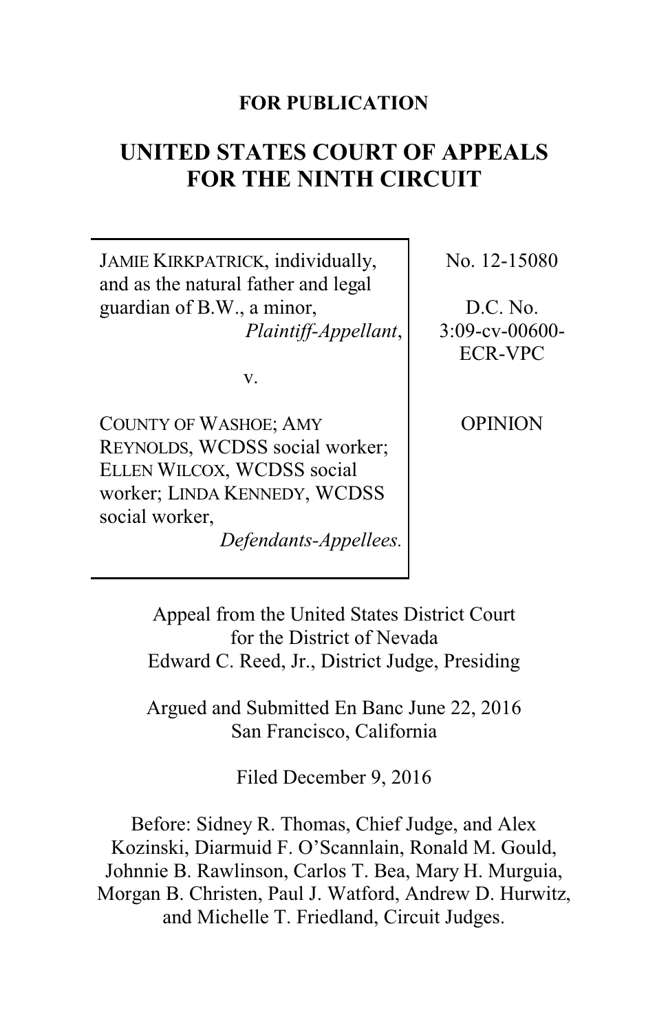**FOR PUBLICATION**

# UNITED STATES COURT OF APPEALS FOR THE NINTH CIRCUIT

| | |
|---|---|
| JAMIE KIRKPATRICK, individually, and as the natural father and legal guardian of B.W., a minor, *Plaintiff-Appellant*, v. COUNTY OF WASHOE; AMY REYNOLDS, WCDSS social worker; ELLEN WILCOX, WCDSS social worker; LINDA KENNEDY, WCDSS social worker, *Defendants-Appellees.* | No. 12-15080 D.C. No. 3:09-cv-00600-ECR-VPC OPINION |

Appeal from the United States District Court for the District of Nevada
Edward C. Reed, Jr., District Judge, Presiding

Argued and Submitted En Banc June 22, 2016
San Francisco, California

Filed December 9, 2016

Before: Sidney R. Thomas, Chief Judge, and Alex Kozinski, Diarmuid F. O'Scannlain, Ronald M. Gould, Johnnie B. Rawlinson, Carlos T. Bea, Mary H. Murguia, Morgan B. Christen, Paul J. Watford, Andrew D. Hurwitz, and Michelle T. Friedland, Circuit Judges.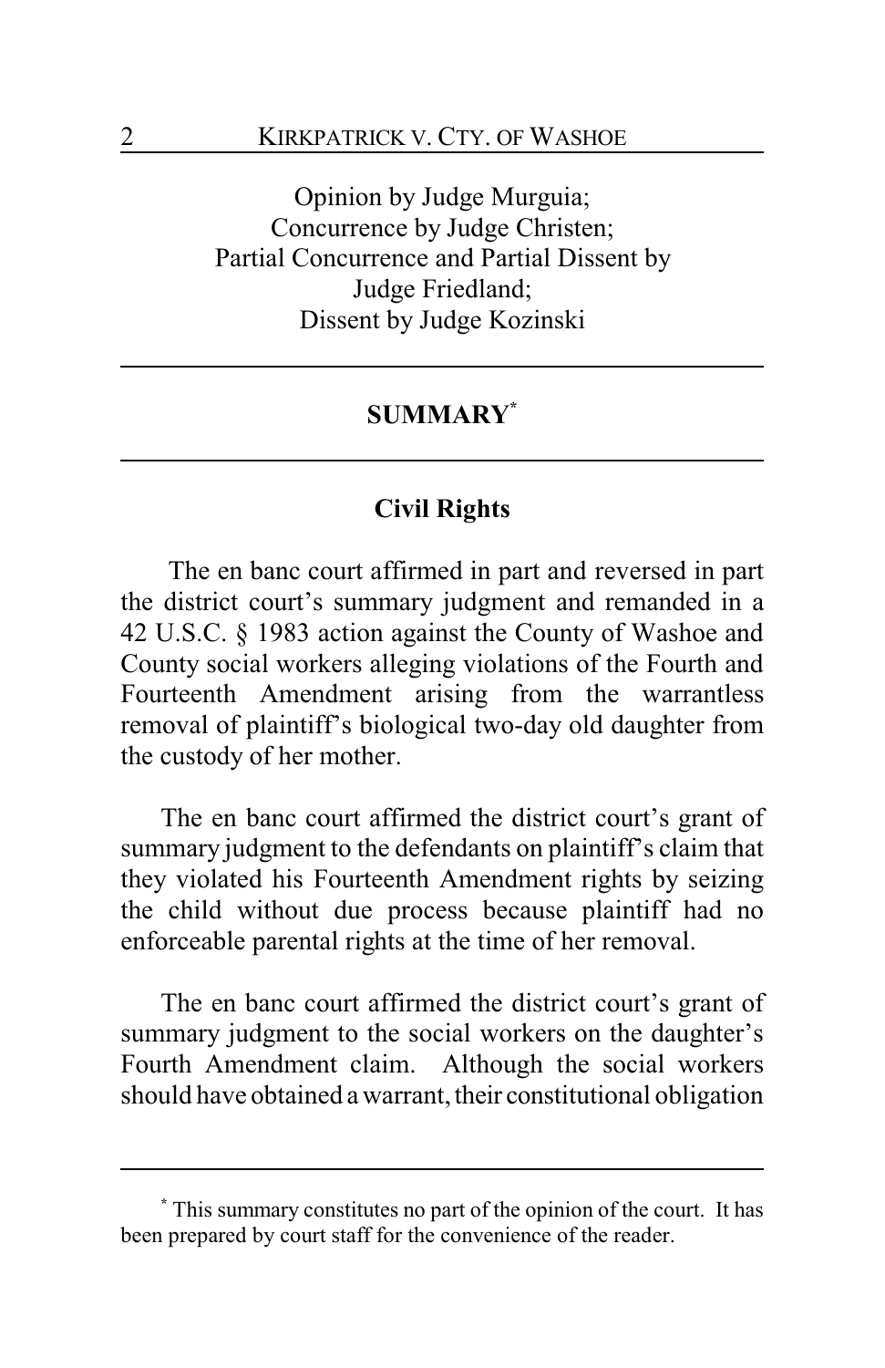Opinion by Judge Murguia;
Concurrence by Judge Christen;
Partial Concurrence and Partial Dissent by Judge Friedland;
Dissent by Judge Kozinski

## SUMMARY[*]

### Civil Rights

The en banc court affirmed in part and reversed in part the district court's summary judgment and remanded in a 42 U.S.C. § 1983 action against the County of Washoe and County social workers alleging violations of the Fourth and Fourteenth Amendment arising from the warrantless removal of plaintiff's biological two-day old daughter from the custody of her mother.

The en banc court affirmed the district court's grant of summary judgment to the defendants on plaintiff's claim that they violated his Fourteenth Amendment rights by seizing the child without due process because plaintiff had no enforceable parental rights at the time of her removal.

The en banc court affirmed the district court's grant of summary judgment to the social workers on the daughter's Fourth Amendment claim. Although the social workers should have obtained a warrant, their constitutional obligation

[*] This summary constitutes no part of the opinion of the court. It has been prepared by court staff for the convenience of the reader.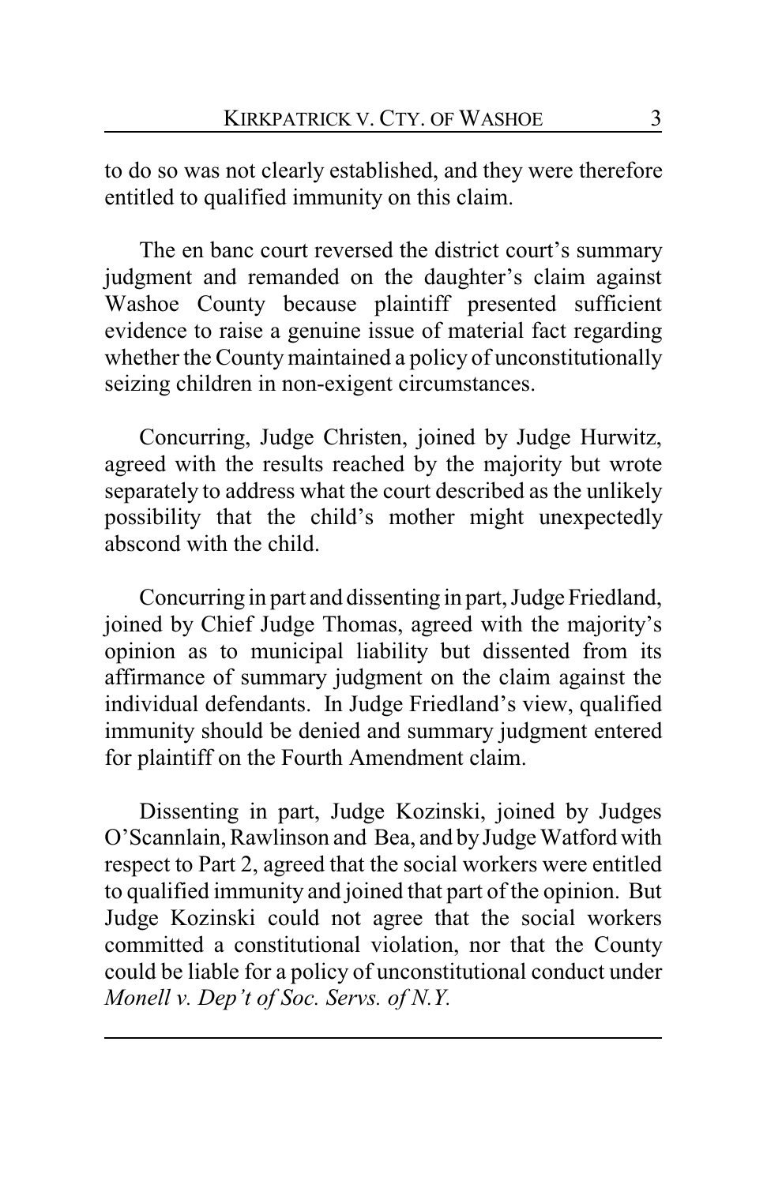to do so was not clearly established, and they were therefore entitled to qualified immunity on this claim.

The en banc court reversed the district court's summary judgment and remanded on the daughter's claim against Washoe County because plaintiff presented sufficient evidence to raise a genuine issue of material fact regarding whether the County maintained a policy of unconstitutionally seizing children in non-exigent circumstances.

Concurring, Judge Christen, joined by Judge Hurwitz, agreed with the results reached by the majority but wrote separately to address what the court described as the unlikely possibility that the child's mother might unexpectedly abscond with the child.

Concurring in part and dissenting in part, Judge Friedland, joined by Chief Judge Thomas, agreed with the majority's opinion as to municipal liability but dissented from its affirmance of summary judgment on the claim against the individual defendants. In Judge Friedland's view, qualified immunity should be denied and summary judgment entered for plaintiff on the Fourth Amendment claim.

Dissenting in part, Judge Kozinski, joined by Judges O'Scannlain, Rawlinson and Bea, and by Judge Watford with respect to Part 2, agreed that the social workers were entitled to qualified immunity and joined that part of the opinion. But Judge Kozinski could not agree that the social workers committed a constitutional violation, nor that the County could be liable for a policy of unconstitutional conduct under *Monell v. Dep't of Soc. Servs. of N.Y.*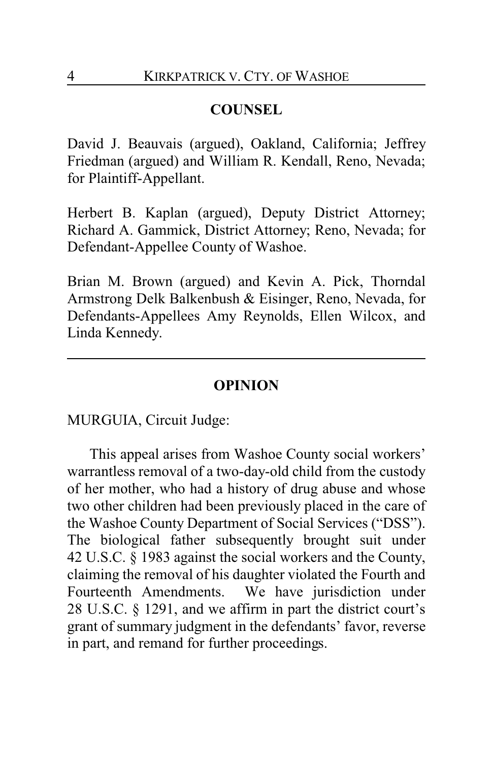## COUNSEL

David J. Beauvais (argued), Oakland, California; Jeffrey Friedman (argued) and William R. Kendall, Reno, Nevada; for Plaintiff-Appellant.

Herbert B. Kaplan (argued), Deputy District Attorney; Richard A. Gammick, District Attorney; Reno, Nevada; for Defendant-Appellee County of Washoe.

Brian M. Brown (argued) and Kevin A. Pick, Thorndal Armstrong Delk Balkenbush & Eisinger, Reno, Nevada, for Defendants-Appellees Amy Reynolds, Ellen Wilcox, and Linda Kennedy.

---

## OPINION

MURGUIA, Circuit Judge:

This appeal arises from Washoe County social workers' warrantless removal of a two-day-old child from the custody of her mother, who had a history of drug abuse and whose two other children had been previously placed in the care of the Washoe County Department of Social Services ("DSS"). The biological father subsequently brought suit under 42 U.S.C. § 1983 against the social workers and the County, claiming the removal of his daughter violated the Fourth and Fourteenth Amendments. We have jurisdiction under 28 U.S.C. § 1291, and we affirm in part the district court's grant of summary judgment in the defendants' favor, reverse in part, and remand for further proceedings.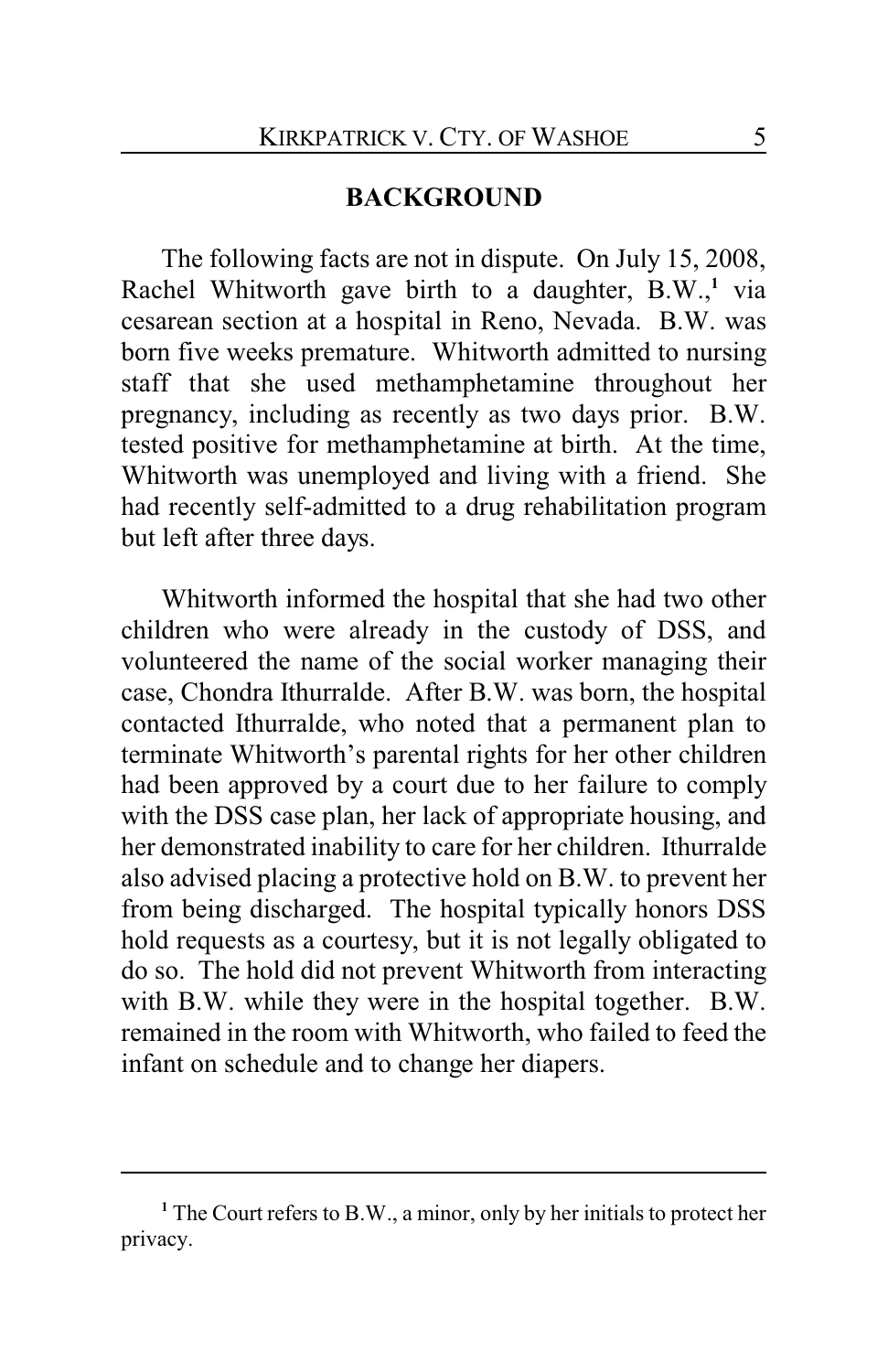## BACKGROUND

The following facts are not in dispute. On July 15, 2008, Rachel Whitworth gave birth to a daughter, B.W.,[1] via cesarean section at a hospital in Reno, Nevada. B.W. was born five weeks premature. Whitworth admitted to nursing staff that she used methamphetamine throughout her pregnancy, including as recently as two days prior. B.W. tested positive for methamphetamine at birth. At the time, Whitworth was unemployed and living with a friend. She had recently self-admitted to a drug rehabilitation program but left after three days.

Whitworth informed the hospital that she had two other children who were already in the custody of DSS, and volunteered the name of the social worker managing their case, Chondra Ithurralde. After B.W. was born, the hospital contacted Ithurralde, who noted that a permanent plan to terminate Whitworth's parental rights for her other children had been approved by a court due to her failure to comply with the DSS case plan, her lack of appropriate housing, and her demonstrated inability to care for her children. Ithurralde also advised placing a protective hold on B.W. to prevent her from being discharged. The hospital typically honors DSS hold requests as a courtesy, but it is not legally obligated to do so. The hold did not prevent Whitworth from interacting with B.W. while they were in the hospital together. B.W. remained in the room with Whitworth, who failed to feed the infant on schedule and to change her diapers.

[1] The Court refers to B.W., a minor, only by her initials to protect her privacy.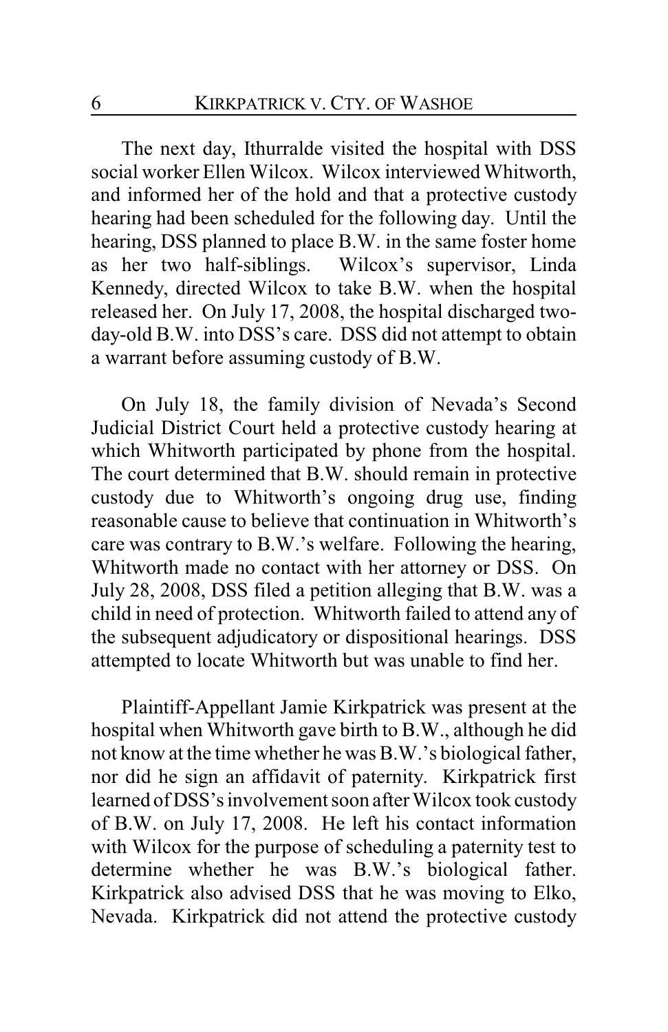The next day, Ithurralde visited the hospital with DSS social worker Ellen Wilcox. Wilcox interviewed Whitworth, and informed her of the hold and that a protective custody hearing had been scheduled for the following day. Until the hearing, DSS planned to place B.W. in the same foster home as her two half-siblings. Wilcox's supervisor, Linda Kennedy, directed Wilcox to take B.W. when the hospital released her. On July 17, 2008, the hospital discharged two-day-old B.W. into DSS's care. DSS did not attempt to obtain a warrant before assuming custody of B.W.

On July 18, the family division of Nevada's Second Judicial District Court held a protective custody hearing at which Whitworth participated by phone from the hospital. The court determined that B.W. should remain in protective custody due to Whitworth's ongoing drug use, finding reasonable cause to believe that continuation in Whitworth's care was contrary to B.W.'s welfare. Following the hearing, Whitworth made no contact with her attorney or DSS. On July 28, 2008, DSS filed a petition alleging that B.W. was a child in need of protection. Whitworth failed to attend any of the subsequent adjudicatory or dispositional hearings. DSS attempted to locate Whitworth but was unable to find her.

Plaintiff-Appellant Jamie Kirkpatrick was present at the hospital when Whitworth gave birth to B.W., although he did not know at the time whether he was B.W.'s biological father, nor did he sign an affidavit of paternity. Kirkpatrick first learned of DSS's involvement soon after Wilcox took custody of B.W. on July 17, 2008. He left his contact information with Wilcox for the purpose of scheduling a paternity test to determine whether he was B.W.'s biological father. Kirkpatrick also advised DSS that he was moving to Elko, Nevada. Kirkpatrick did not attend the protective custody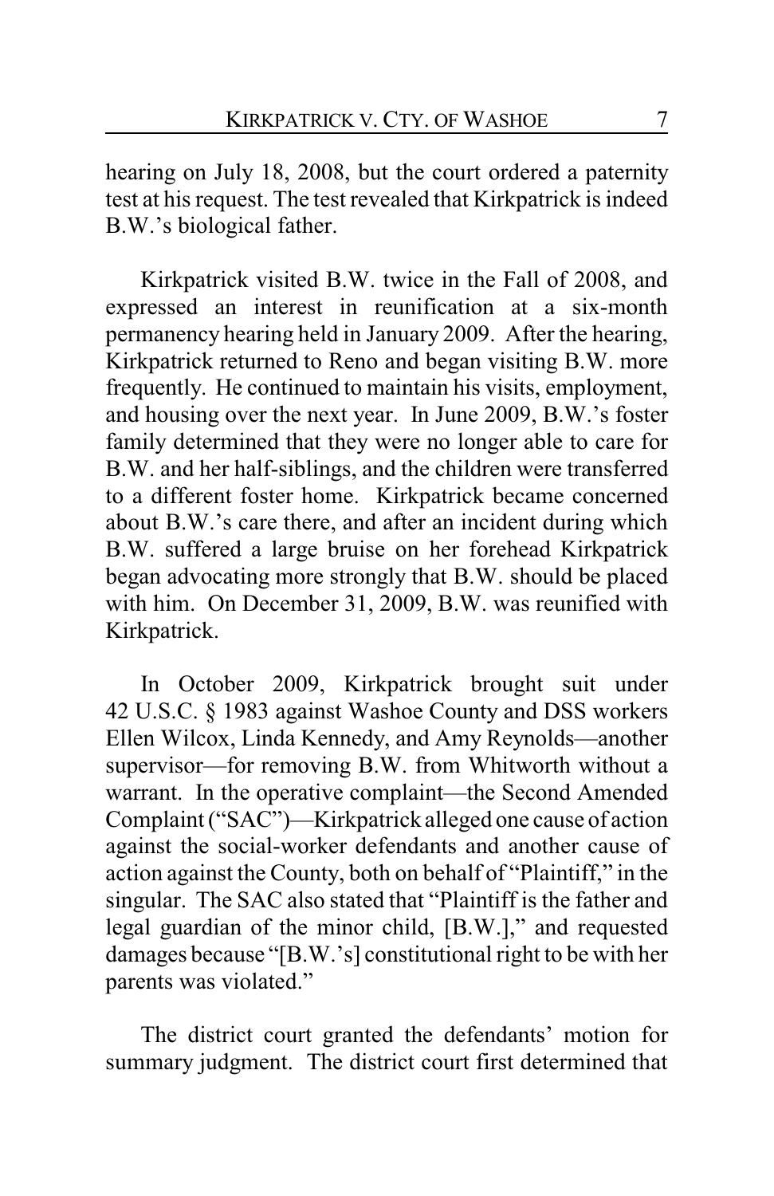hearing on July 18, 2008, but the court ordered a paternity test at his request. The test revealed that Kirkpatrick is indeed B.W.'s biological father.

Kirkpatrick visited B.W. twice in the Fall of 2008, and expressed an interest in reunification at a six-month permanency hearing held in January 2009. After the hearing, Kirkpatrick returned to Reno and began visiting B.W. more frequently. He continued to maintain his visits, employment, and housing over the next year. In June 2009, B.W.'s foster family determined that they were no longer able to care for B.W. and her half-siblings, and the children were transferred to a different foster home. Kirkpatrick became concerned about B.W.'s care there, and after an incident during which B.W. suffered a large bruise on her forehead Kirkpatrick began advocating more strongly that B.W. should be placed with him. On December 31, 2009, B.W. was reunified with Kirkpatrick.

In October 2009, Kirkpatrick brought suit under 42 U.S.C. § 1983 against Washoe County and DSS workers Ellen Wilcox, Linda Kennedy, and Amy Reynolds—another supervisor—for removing B.W. from Whitworth without a warrant. In the operative complaint—the Second Amended Complaint ("SAC")—Kirkpatrick alleged one cause of action against the social-worker defendants and another cause of action against the County, both on behalf of "Plaintiff," in the singular. The SAC also stated that "Plaintiff is the father and legal guardian of the minor child, [B.W.]," and requested damages because "[B.W.'s] constitutional right to be with her parents was violated."

The district court granted the defendants' motion for summary judgment. The district court first determined that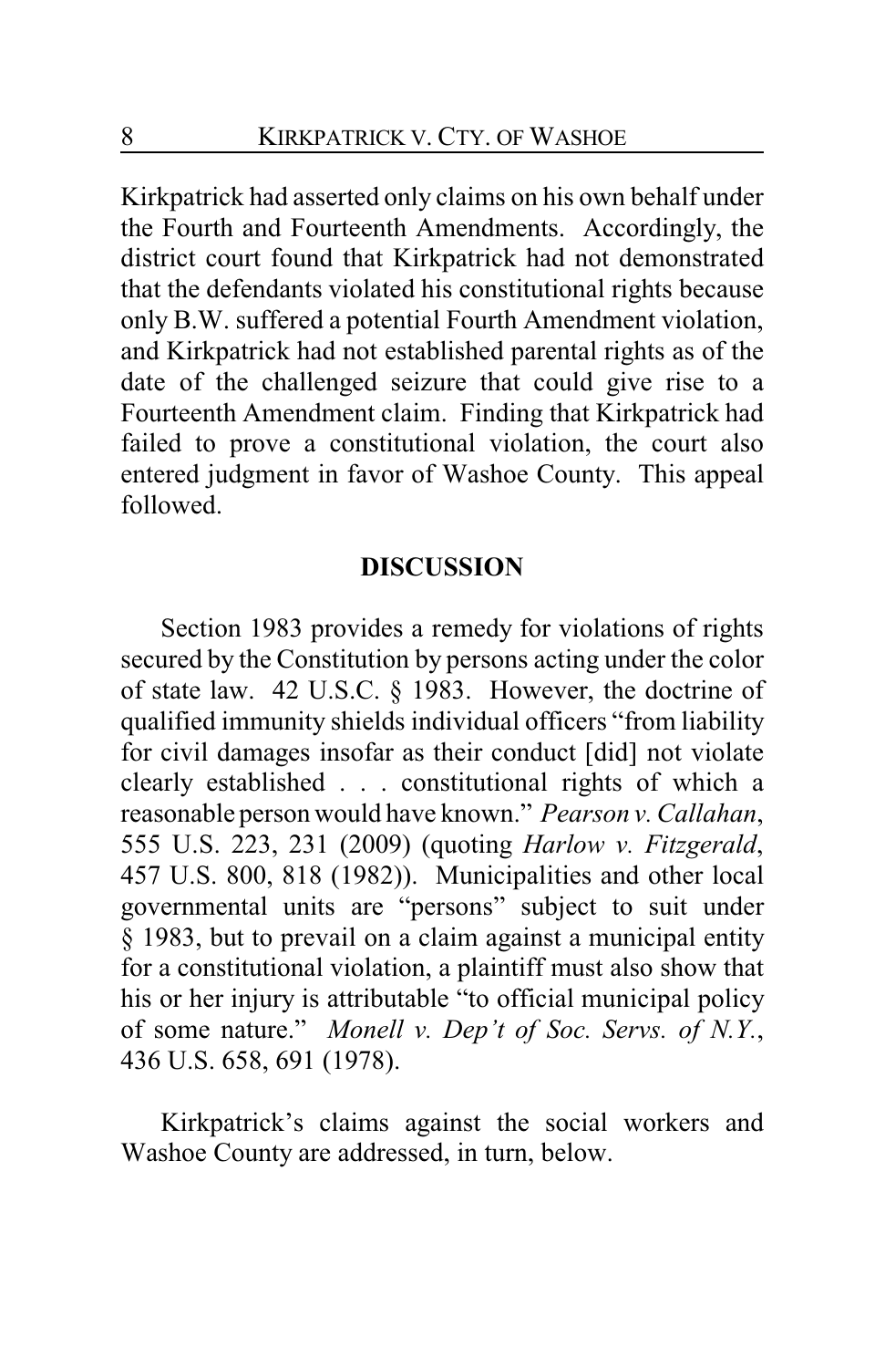Kirkpatrick had asserted only claims on his own behalf under the Fourth and Fourteenth Amendments. Accordingly, the district court found that Kirkpatrick had not demonstrated that the defendants violated his constitutional rights because only B.W. suffered a potential Fourth Amendment violation, and Kirkpatrick had not established parental rights as of the date of the challenged seizure that could give rise to a Fourteenth Amendment claim. Finding that Kirkpatrick had failed to prove a constitutional violation, the court also entered judgment in favor of Washoe County. This appeal followed.

## DISCUSSION

Section 1983 provides a remedy for violations of rights secured by the Constitution by persons acting under the color of state law. 42 U.S.C. § 1983. However, the doctrine of qualified immunity shields individual officers "from liability for civil damages insofar as their conduct [did] not violate clearly established . . . constitutional rights of which a reasonable person would have known." *Pearson v. Callahan*, 555 U.S. 223, 231 (2009) (quoting *Harlow v. Fitzgerald*, 457 U.S. 800, 818 (1982)). Municipalities and other local governmental units are "persons" subject to suit under § 1983, but to prevail on a claim against a municipal entity for a constitutional violation, a plaintiff must also show that his or her injury is attributable "to official municipal policy of some nature." *Monell v. Dep't of Soc. Servs. of N.Y.*, 436 U.S. 658, 691 (1978).

Kirkpatrick's claims against the social workers and Washoe County are addressed, in turn, below.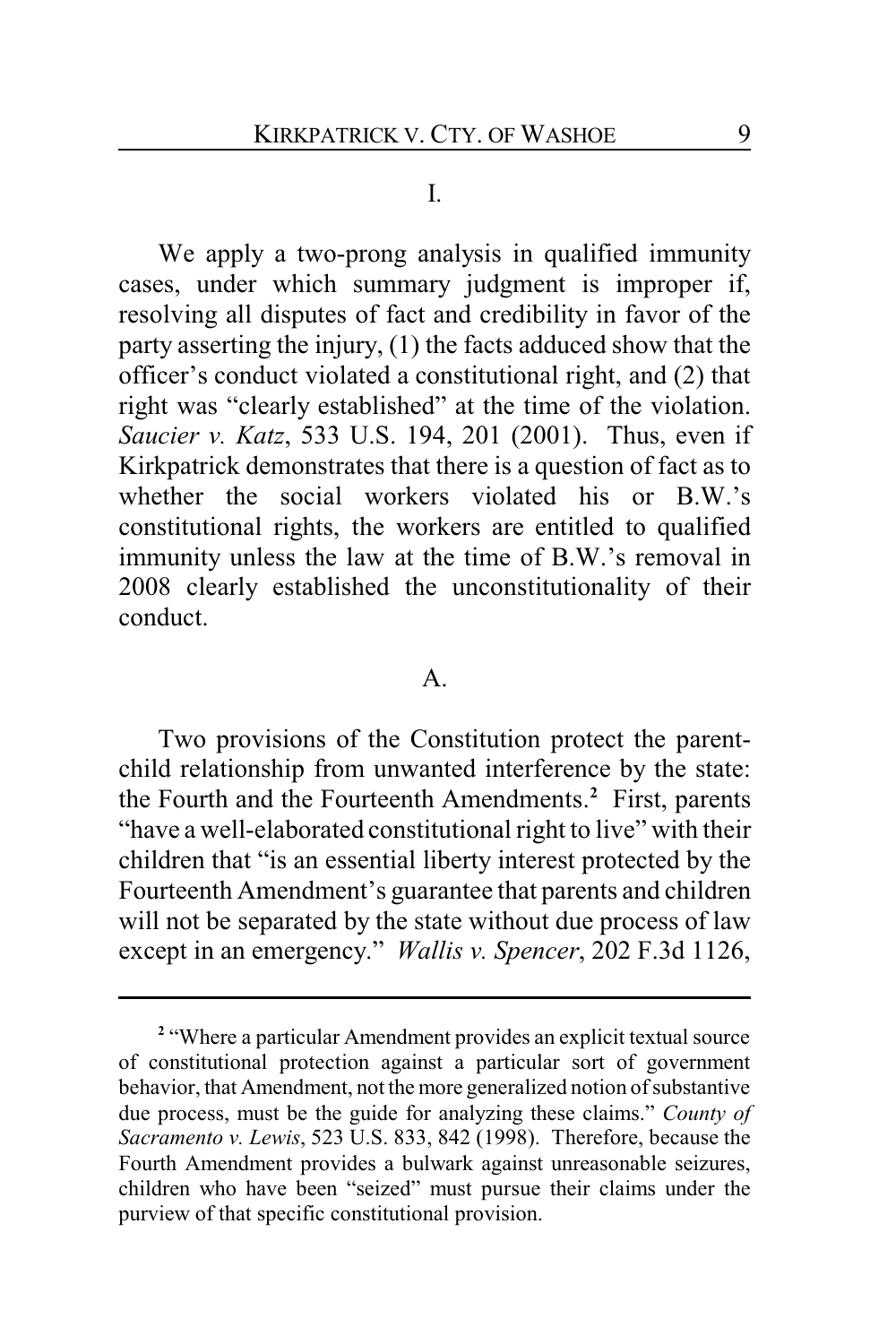I.

We apply a two-prong analysis in qualified immunity cases, under which summary judgment is improper if, resolving all disputes of fact and credibility in favor of the party asserting the injury, (1) the facts adduced show that the officer's conduct violated a constitutional right, and (2) that right was "clearly established" at the time of the violation. *Saucier v. Katz*, 533 U.S. 194, 201 (2001). Thus, even if Kirkpatrick demonstrates that there is a question of fact as to whether the social workers violated his or B.W.'s constitutional rights, the workers are entitled to qualified immunity unless the law at the time of B.W.'s removal in 2008 clearly established the unconstitutionality of their conduct.

A.

Two provisions of the Constitution protect the parent-child relationship from unwanted interference by the state: the Fourth and the Fourteenth Amendments.[2] First, parents "have a well-elaborated constitutional right to live" with their children that "is an essential liberty interest protected by the Fourteenth Amendment's guarantee that parents and children will not be separated by the state without due process of law except in an emergency." *Wallis v. Spencer*, 202 F.3d 1126,

[2] "Where a particular Amendment provides an explicit textual source of constitutional protection against a particular sort of government behavior, that Amendment, not the more generalized notion of substantive due process, must be the guide for analyzing these claims." *County of Sacramento v. Lewis*, 523 U.S. 833, 842 (1998). Therefore, because the Fourth Amendment provides a bulwark against unreasonable seizures, children who have been "seized" must pursue their claims under the purview of that specific constitutional provision.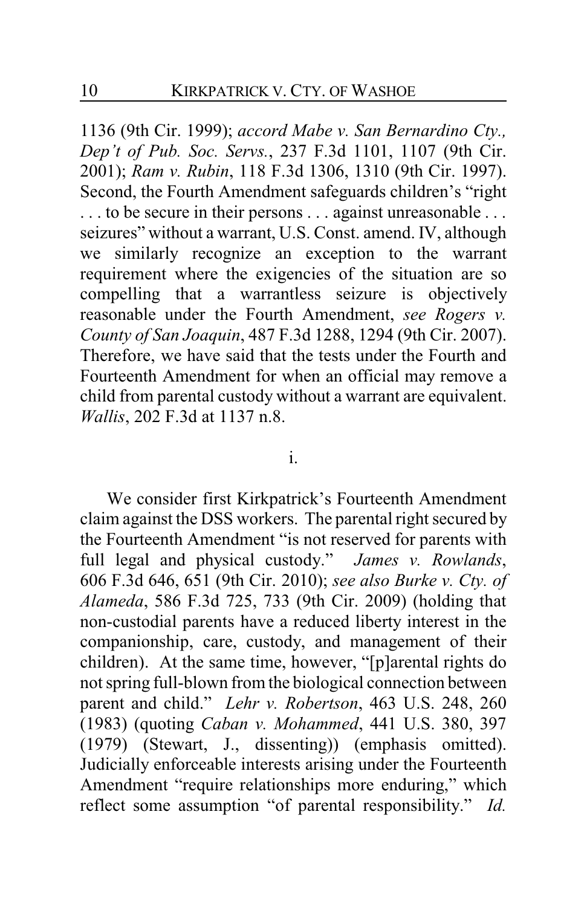1136 (9th Cir. 1999); *accord Mabe v. San Bernardino Cty., Dep't of Pub. Soc. Servs.*, 237 F.3d 1101, 1107 (9th Cir. 2001); *Ram v. Rubin*, 118 F.3d 1306, 1310 (9th Cir. 1997). Second, the Fourth Amendment safeguards children's "right . . . to be secure in their persons . . . against unreasonable . . . seizures" without a warrant, U.S. Const. amend. IV, although we similarly recognize an exception to the warrant requirement where the exigencies of the situation are so compelling that a warrantless seizure is objectively reasonable under the Fourth Amendment, *see Rogers v. County of San Joaquin*, 487 F.3d 1288, 1294 (9th Cir. 2007). Therefore, we have said that the tests under the Fourth and Fourteenth Amendment for when an official may remove a child from parental custody without a warrant are equivalent. *Wallis*, 202 F.3d at 1137 n.8.

i.

We consider first Kirkpatrick's Fourteenth Amendment claim against the DSS workers. The parental right secured by the Fourteenth Amendment "is not reserved for parents with full legal and physical custody." *James v. Rowlands*, 606 F.3d 646, 651 (9th Cir. 2010); *see also Burke v. Cty. of Alameda*, 586 F.3d 725, 733 (9th Cir. 2009) (holding that non-custodial parents have a reduced liberty interest in the companionship, care, custody, and management of their children). At the same time, however, "[p]arental rights do not spring full-blown from the biological connection between parent and child." *Lehr v. Robertson*, 463 U.S. 248, 260 (1983) (quoting *Caban v. Mohammed*, 441 U.S. 380, 397 (1979) (Stewart, J., dissenting)) (emphasis omitted). Judicially enforceable interests arising under the Fourteenth Amendment "require relationships more enduring," which reflect some assumption "of parental responsibility." *Id.*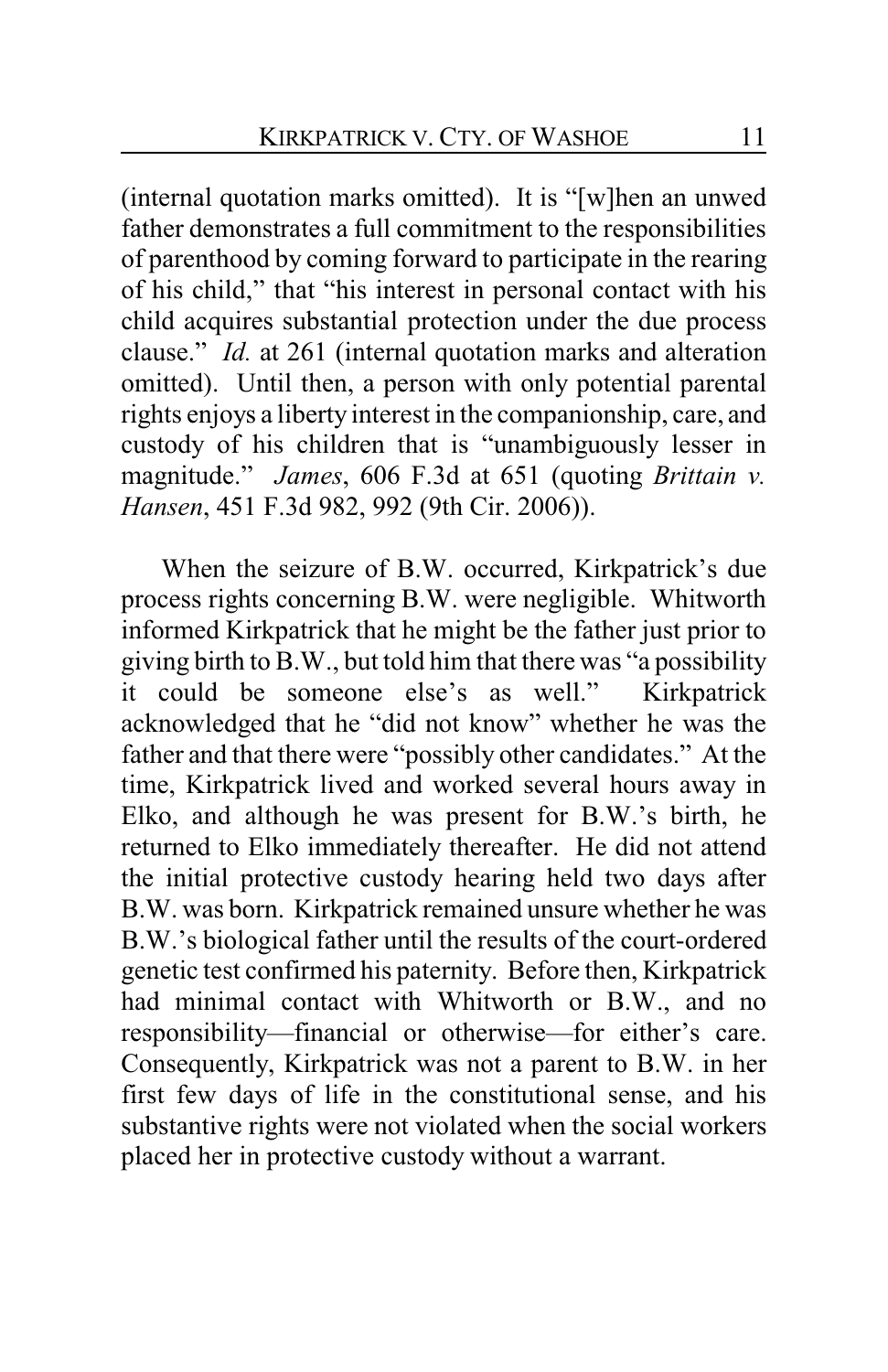(internal quotation marks omitted). It is "[w]hen an unwed father demonstrates a full commitment to the responsibilities of parenthood by coming forward to participate in the rearing of his child," that "his interest in personal contact with his child acquires substantial protection under the due process clause." *Id.* at 261 (internal quotation marks and alteration omitted). Until then, a person with only potential parental rights enjoys a liberty interest in the companionship, care, and custody of his children that is "unambiguously lesser in magnitude." *James*, 606 F.3d at 651 (quoting *Brittain v. Hansen*, 451 F.3d 982, 992 (9th Cir. 2006)).

When the seizure of B.W. occurred, Kirkpatrick's due process rights concerning B.W. were negligible. Whitworth informed Kirkpatrick that he might be the father just prior to giving birth to B.W., but told him that there was "a possibility it could be someone else's as well." Kirkpatrick acknowledged that he "did not know" whether he was the father and that there were "possibly other candidates." At the time, Kirkpatrick lived and worked several hours away in Elko, and although he was present for B.W.'s birth, he returned to Elko immediately thereafter. He did not attend the initial protective custody hearing held two days after B.W. was born. Kirkpatrick remained unsure whether he was B.W.'s biological father until the results of the court-ordered genetic test confirmed his paternity. Before then, Kirkpatrick had minimal contact with Whitworth or B.W., and no responsibility—financial or otherwise—for either's care. Consequently, Kirkpatrick was not a parent to B.W. in her first few days of life in the constitutional sense, and his substantive rights were not violated when the social workers placed her in protective custody without a warrant.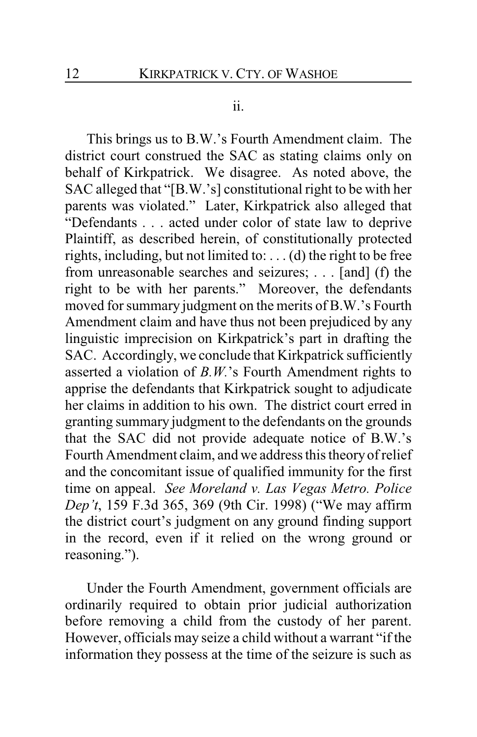ii.

This brings us to B.W.'s Fourth Amendment claim. The district court construed the SAC as stating claims only on behalf of Kirkpatrick. We disagree. As noted above, the SAC alleged that "[B.W.'s] constitutional right to be with her parents was violated." Later, Kirkpatrick also alleged that "Defendants . . . acted under color of state law to deprive Plaintiff, as described herein, of constitutionally protected rights, including, but not limited to: . . . (d) the right to be free from unreasonable searches and seizures; . . . [and] (f) the right to be with her parents." Moreover, the defendants moved for summary judgment on the merits of B.W.'s Fourth Amendment claim and have thus not been prejudiced by any linguistic imprecision on Kirkpatrick's part in drafting the SAC. Accordingly, we conclude that Kirkpatrick sufficiently asserted a violation of *B.W.*'s Fourth Amendment rights to apprise the defendants that Kirkpatrick sought to adjudicate her claims in addition to his own. The district court erred in granting summary judgment to the defendants on the grounds that the SAC did not provide adequate notice of B.W.'s Fourth Amendment claim, and we address this theory of relief and the concomitant issue of qualified immunity for the first time on appeal. *See Moreland v. Las Vegas Metro. Police Dep't*, 159 F.3d 365, 369 (9th Cir. 1998) ("We may affirm the district court's judgment on any ground finding support in the record, even if it relied on the wrong ground or reasoning.").

Under the Fourth Amendment, government officials are ordinarily required to obtain prior judicial authorization before removing a child from the custody of her parent. However, officials may seize a child without a warrant "if the information they possess at the time of the seizure is such as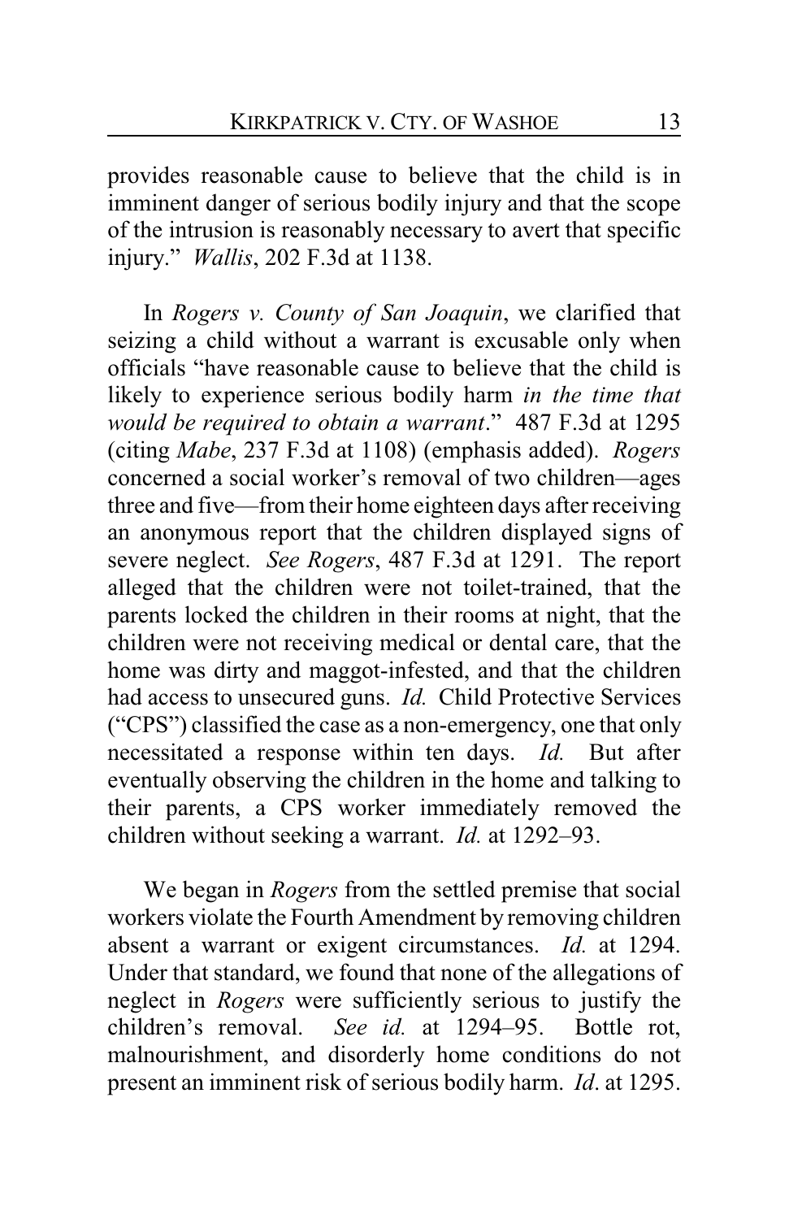provides reasonable cause to believe that the child is in imminent danger of serious bodily injury and that the scope of the intrusion is reasonably necessary to avert that specific injury." *Wallis*, 202 F.3d at 1138.

In *Rogers v. County of San Joaquin*, we clarified that seizing a child without a warrant is excusable only when officials "have reasonable cause to believe that the child is likely to experience serious bodily harm *in the time that would be required to obtain a warrant*." 487 F.3d at 1295 (citing *Mabe*, 237 F.3d at 1108) (emphasis added). *Rogers* concerned a social worker's removal of two children—ages three and five—from their home eighteen days after receiving an anonymous report that the children displayed signs of severe neglect. *See Rogers*, 487 F.3d at 1291. The report alleged that the children were not toilet-trained, that the parents locked the children in their rooms at night, that the children were not receiving medical or dental care, that the home was dirty and maggot-infested, and that the children had access to unsecured guns. *Id.* Child Protective Services ("CPS") classified the case as a non-emergency, one that only necessitated a response within ten days. *Id.* But after eventually observing the children in the home and talking to their parents, a CPS worker immediately removed the children without seeking a warrant. *Id.* at 1292–93.

We began in *Rogers* from the settled premise that social workers violate the Fourth Amendment by removing children absent a warrant or exigent circumstances. *Id.* at 1294. Under that standard, we found that none of the allegations of neglect in *Rogers* were sufficiently serious to justify the children's removal. *See id.* at 1294–95. Bottle rot, malnourishment, and disorderly home conditions do not present an imminent risk of serious bodily harm. *Id*. at 1295.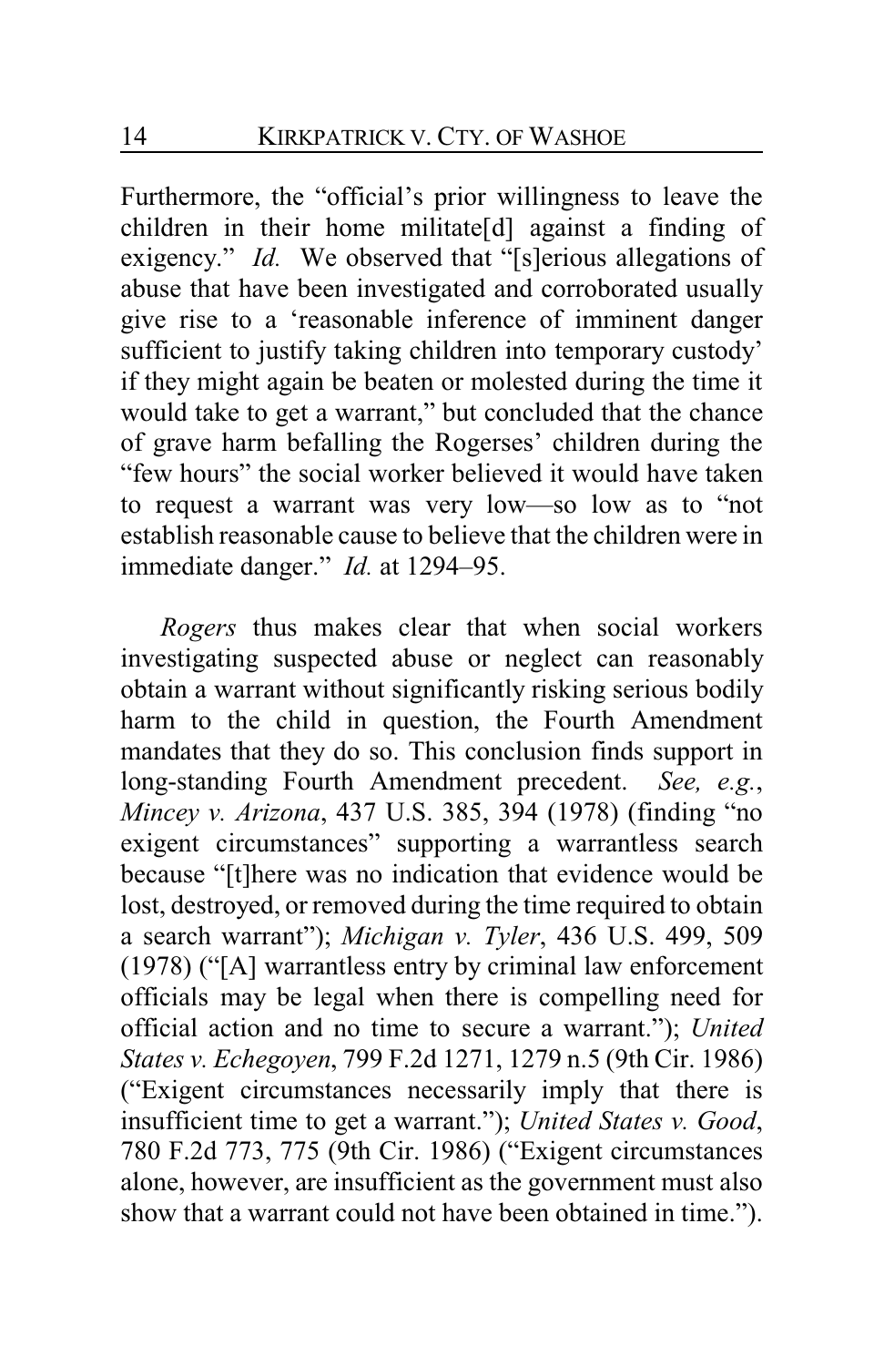Furthermore, the "official's prior willingness to leave the children in their home militate[d] against a finding of exigency." *Id.* We observed that "[s]erious allegations of abuse that have been investigated and corroborated usually give rise to a 'reasonable inference of imminent danger sufficient to justify taking children into temporary custody' if they might again be beaten or molested during the time it would take to get a warrant," but concluded that the chance of grave harm befalling the Rogerses' children during the "few hours" the social worker believed it would have taken to request a warrant was very low—so low as to "not establish reasonable cause to believe that the children were in immediate danger." *Id.* at 1294–95.

*Rogers* thus makes clear that when social workers investigating suspected abuse or neglect can reasonably obtain a warrant without significantly risking serious bodily harm to the child in question, the Fourth Amendment mandates that they do so. This conclusion finds support in long-standing Fourth Amendment precedent. *See, e.g.*, *Mincey v. Arizona*, 437 U.S. 385, 394 (1978) (finding "no exigent circumstances" supporting a warrantless search because "[t]here was no indication that evidence would be lost, destroyed, or removed during the time required to obtain a search warrant"); *Michigan v. Tyler*, 436 U.S. 499, 509 (1978) ("[A] warrantless entry by criminal law enforcement officials may be legal when there is compelling need for official action and no time to secure a warrant."); *United States v. Echegoyen*, 799 F.2d 1271, 1279 n.5 (9th Cir. 1986) ("Exigent circumstances necessarily imply that there is insufficient time to get a warrant."); *United States v. Good*, 780 F.2d 773, 775 (9th Cir. 1986) ("Exigent circumstances alone, however, are insufficient as the government must also show that a warrant could not have been obtained in time.").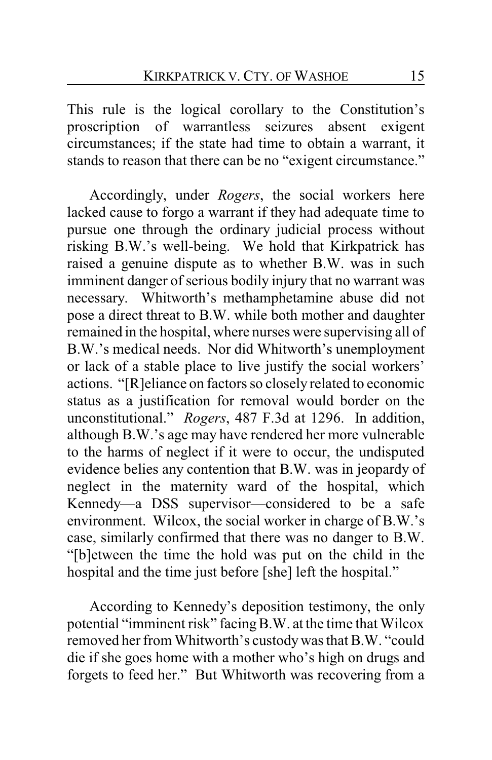This rule is the logical corollary to the Constitution's proscription of warrantless seizures absent exigent circumstances; if the state had time to obtain a warrant, it stands to reason that there can be no "exigent circumstance."

Accordingly, under *Rogers*, the social workers here lacked cause to forgo a warrant if they had adequate time to pursue one through the ordinary judicial process without risking B.W.'s well-being. We hold that Kirkpatrick has raised a genuine dispute as to whether B.W. was in such imminent danger of serious bodily injury that no warrant was necessary. Whitworth's methamphetamine abuse did not pose a direct threat to B.W. while both mother and daughter remained in the hospital, where nurses were supervising all of B.W.'s medical needs. Nor did Whitworth's unemployment or lack of a stable place to live justify the social workers' actions. "[R]eliance on factors so closely related to economic status as a justification for removal would border on the unconstitutional." *Rogers*, 487 F.3d at 1296. In addition, although B.W.'s age may have rendered her more vulnerable to the harms of neglect if it were to occur, the undisputed evidence belies any contention that B.W. was in jeopardy of neglect in the maternity ward of the hospital, which Kennedy—a DSS supervisor—considered to be a safe environment. Wilcox, the social worker in charge of B.W.'s case, similarly confirmed that there was no danger to B.W. "[b]etween the time the hold was put on the child in the hospital and the time just before [she] left the hospital."

According to Kennedy's deposition testimony, the only potential "imminent risk" facing B.W. at the time that Wilcox removed her from Whitworth's custody was that B.W. "could die if she goes home with a mother who's high on drugs and forgets to feed her." But Whitworth was recovering from a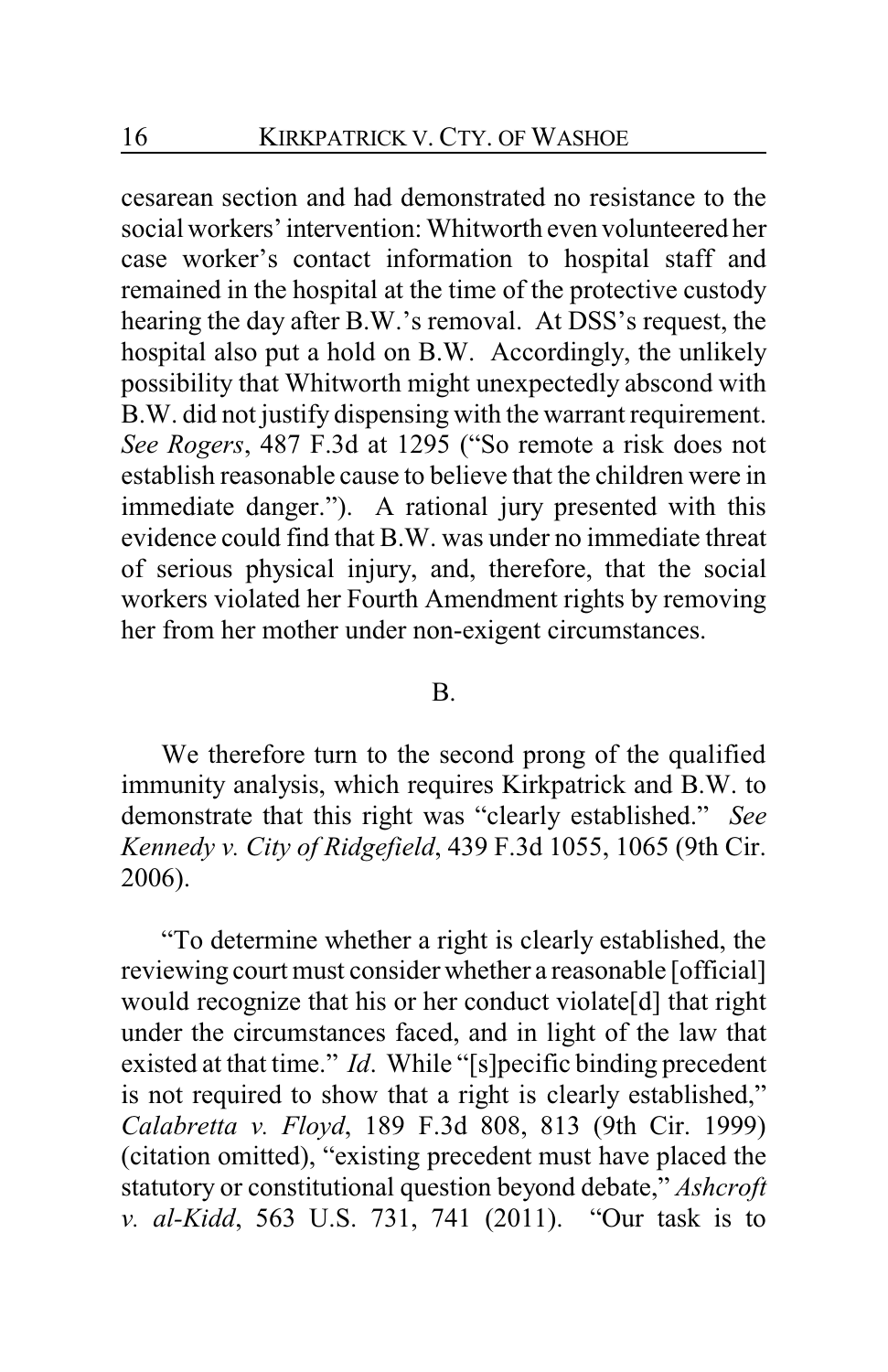cesarean section and had demonstrated no resistance to the social workers' intervention: Whitworth even volunteered her case worker's contact information to hospital staff and remained in the hospital at the time of the protective custody hearing the day after B.W.'s removal. At DSS's request, the hospital also put a hold on B.W. Accordingly, the unlikely possibility that Whitworth might unexpectedly abscond with B.W. did not justify dispensing with the warrant requirement. *See Rogers*, 487 F.3d at 1295 ("So remote a risk does not establish reasonable cause to believe that the children were in immediate danger."). A rational jury presented with this evidence could find that B.W. was under no immediate threat of serious physical injury, and, therefore, that the social workers violated her Fourth Amendment rights by removing her from her mother under non-exigent circumstances.

## B.

We therefore turn to the second prong of the qualified immunity analysis, which requires Kirkpatrick and B.W. to demonstrate that this right was "clearly established." *See Kennedy v. City of Ridgefield*, 439 F.3d 1055, 1065 (9th Cir. 2006).

"To determine whether a right is clearly established, the reviewing court must consider whether a reasonable [official] would recognize that his or her conduct violate[d] that right under the circumstances faced, and in light of the law that existed at that time." *Id*. While "[s]pecific binding precedent is not required to show that a right is clearly established," *Calabretta v. Floyd*, 189 F.3d 808, 813 (9th Cir. 1999) (citation omitted), "existing precedent must have placed the statutory or constitutional question beyond debate," *Ashcroft v. al-Kidd*, 563 U.S. 731, 741 (2011). "Our task is to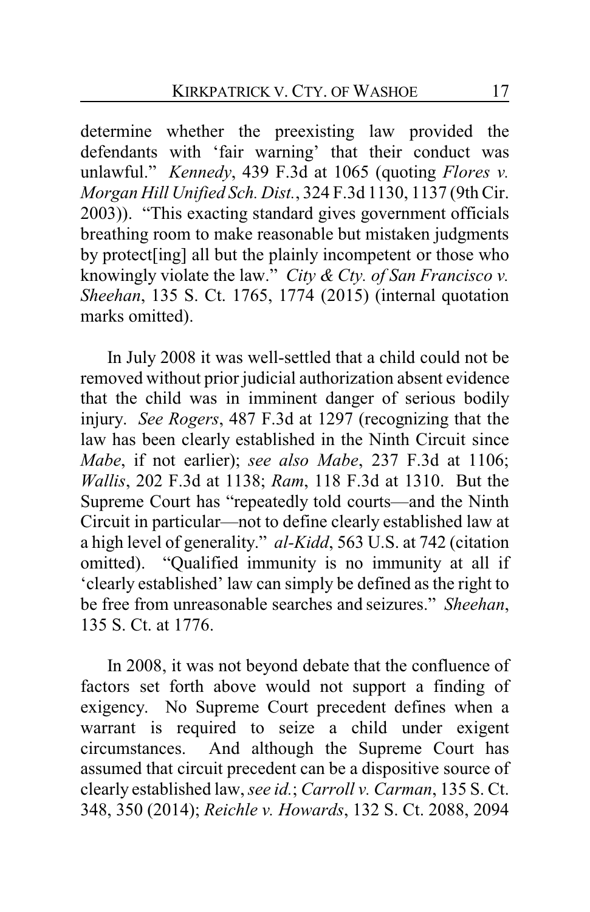determine whether the preexisting law provided the defendants with 'fair warning' that their conduct was unlawful." *Kennedy*, 439 F.3d at 1065 (quoting *Flores v. Morgan Hill Unified Sch. Dist.*, 324 F.3d 1130, 1137 (9th Cir. 2003)). "This exacting standard gives government officials breathing room to make reasonable but mistaken judgments by protect[ing] all but the plainly incompetent or those who knowingly violate the law." *City & Cty. of San Francisco v. Sheehan*, 135 S. Ct. 1765, 1774 (2015) (internal quotation marks omitted).

In July 2008 it was well-settled that a child could not be removed without prior judicial authorization absent evidence that the child was in imminent danger of serious bodily injury. *See Rogers*, 487 F.3d at 1297 (recognizing that the law has been clearly established in the Ninth Circuit since *Mabe*, if not earlier); *see also Mabe*, 237 F.3d at 1106; *Wallis*, 202 F.3d at 1138; *Ram*, 118 F.3d at 1310. But the Supreme Court has "repeatedly told courts—and the Ninth Circuit in particular—not to define clearly established law at a high level of generality." *al-Kidd*, 563 U.S. at 742 (citation omitted). "Qualified immunity is no immunity at all if 'clearly established' law can simply be defined as the right to be free from unreasonable searches and seizures." *Sheehan*, 135 S. Ct. at 1776.

In 2008, it was not beyond debate that the confluence of factors set forth above would not support a finding of exigency. No Supreme Court precedent defines when a warrant is required to seize a child under exigent circumstances. And although the Supreme Court has assumed that circuit precedent can be a dispositive source of clearly established law, *see id.*; *Carroll v. Carman*, 135 S. Ct. 348, 350 (2014); *Reichle v. Howards*, 132 S. Ct. 2088, 2094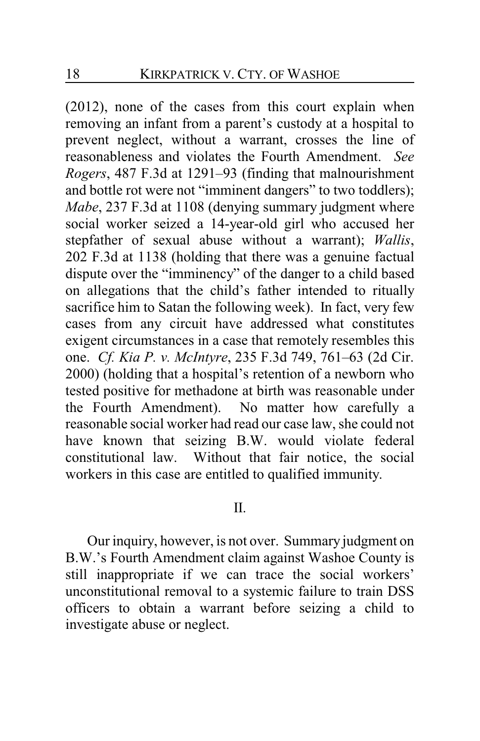(2012), none of the cases from this court explain when removing an infant from a parent's custody at a hospital to prevent neglect, without a warrant, crosses the line of reasonableness and violates the Fourth Amendment. *See Rogers*, 487 F.3d at 1291–93 (finding that malnourishment and bottle rot were not "imminent dangers" to two toddlers); *Mabe*, 237 F.3d at 1108 (denying summary judgment where social worker seized a 14-year-old girl who accused her stepfather of sexual abuse without a warrant); *Wallis*, 202 F.3d at 1138 (holding that there was a genuine factual dispute over the "imminency" of the danger to a child based on allegations that the child's father intended to ritually sacrifice him to Satan the following week). In fact, very few cases from any circuit have addressed what constitutes exigent circumstances in a case that remotely resembles this one. *Cf. Kia P. v. McIntyre*, 235 F.3d 749, 761–63 (2d Cir. 2000) (holding that a hospital's retention of a newborn who tested positive for methadone at birth was reasonable under the Fourth Amendment). No matter how carefully a reasonable social worker had read our case law, she could not have known that seizing B.W. would violate federal constitutional law. Without that fair notice, the social workers in this case are entitled to qualified immunity.

## II.

Our inquiry, however, is not over. Summary judgment on B.W.'s Fourth Amendment claim against Washoe County is still inappropriate if we can trace the social workers' unconstitutional removal to a systemic failure to train DSS officers to obtain a warrant before seizing a child to investigate abuse or neglect.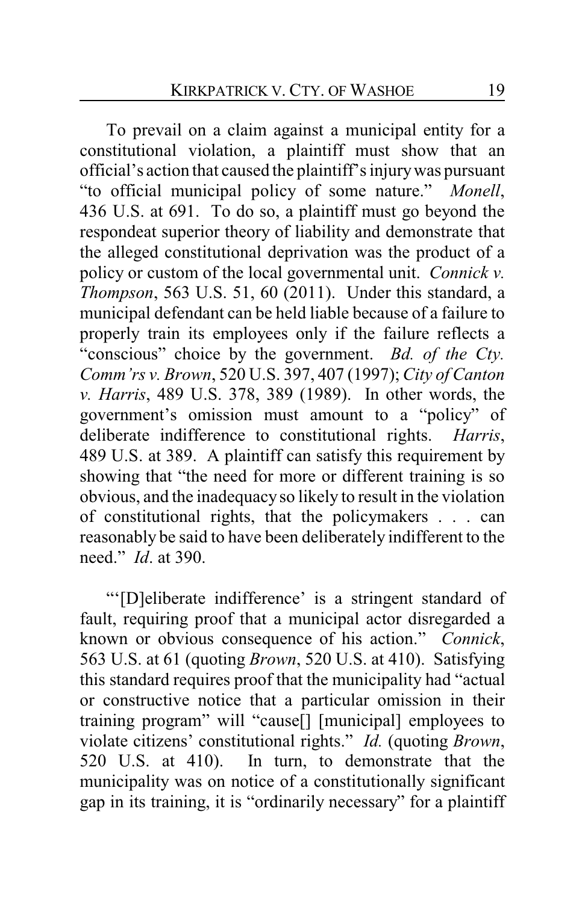To prevail on a claim against a municipal entity for a constitutional violation, a plaintiff must show that an official's action that caused the plaintiff's injury was pursuant "to official municipal policy of some nature." *Monell*, 436 U.S. at 691. To do so, a plaintiff must go beyond the respondeat superior theory of liability and demonstrate that the alleged constitutional deprivation was the product of a policy or custom of the local governmental unit. *Connick v. Thompson*, 563 U.S. 51, 60 (2011). Under this standard, a municipal defendant can be held liable because of a failure to properly train its employees only if the failure reflects a "conscious" choice by the government. *Bd. of the Cty. Comm'rs v. Brown*, 520 U.S. 397, 407 (1997); *City of Canton v. Harris*, 489 U.S. 378, 389 (1989). In other words, the government's omission must amount to a "policy" of deliberate indifference to constitutional rights. *Harris*, 489 U.S. at 389. A plaintiff can satisfy this requirement by showing that "the need for more or different training is so obvious, and the inadequacy so likely to result in the violation of constitutional rights, that the policymakers . . . can reasonably be said to have been deliberately indifferent to the need." *Id*. at 390.

"'[D]eliberate indifference' is a stringent standard of fault, requiring proof that a municipal actor disregarded a known or obvious consequence of his action." *Connick*, 563 U.S. at 61 (quoting *Brown*, 520 U.S. at 410). Satisfying this standard requires proof that the municipality had "actual or constructive notice that a particular omission in their training program" will "cause[] [municipal] employees to violate citizens' constitutional rights." *Id.* (quoting *Brown*, 520 U.S. at 410). In turn, to demonstrate that the municipality was on notice of a constitutionally significant gap in its training, it is "ordinarily necessary" for a plaintiff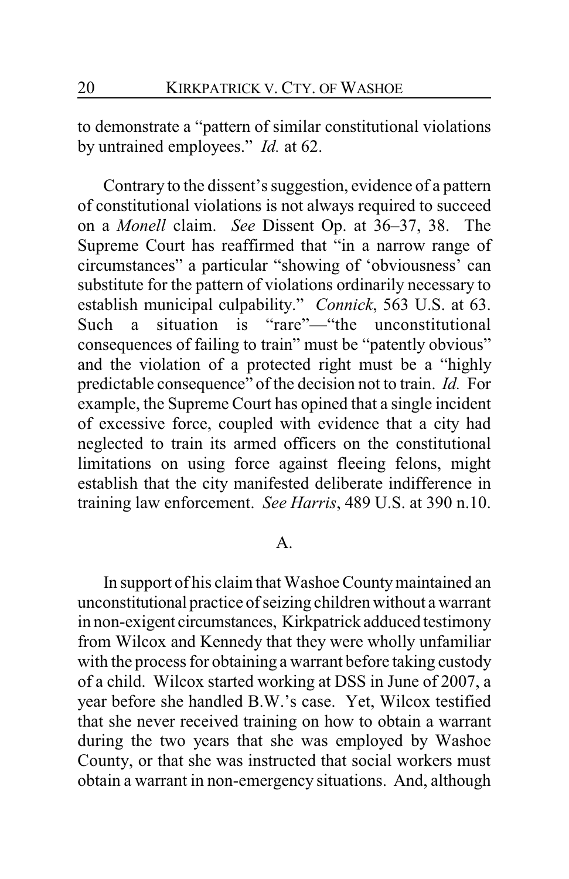to demonstrate a "pattern of similar constitutional violations by untrained employees." *Id.* at 62.

Contrary to the dissent's suggestion, evidence of a pattern of constitutional violations is not always required to succeed on a *Monell* claim. *See* Dissent Op. at 36–37, 38. The Supreme Court has reaffirmed that "in a narrow range of circumstances" a particular "showing of 'obviousness' can substitute for the pattern of violations ordinarily necessary to establish municipal culpability." *Connick*, 563 U.S. at 63. Such a situation is "rare"—"the unconstitutional consequences of failing to train" must be "patently obvious" and the violation of a protected right must be a "highly predictable consequence" of the decision not to train. *Id.* For example, the Supreme Court has opined that a single incident of excessive force, coupled with evidence that a city had neglected to train its armed officers on the constitutional limitations on using force against fleeing felons, might establish that the city manifested deliberate indifference in training law enforcement. *See Harris*, 489 U.S. at 390 n.10.

### A.

In support of his claim that Washoe County maintained an unconstitutional practice of seizing children without a warrant in non-exigent circumstances, Kirkpatrick adduced testimony from Wilcox and Kennedy that they were wholly unfamiliar with the process for obtaining a warrant before taking custody of a child. Wilcox started working at DSS in June of 2007, a year before she handled B.W.'s case. Yet, Wilcox testified that she never received training on how to obtain a warrant during the two years that she was employed by Washoe County, or that she was instructed that social workers must obtain a warrant in non-emergency situations. And, although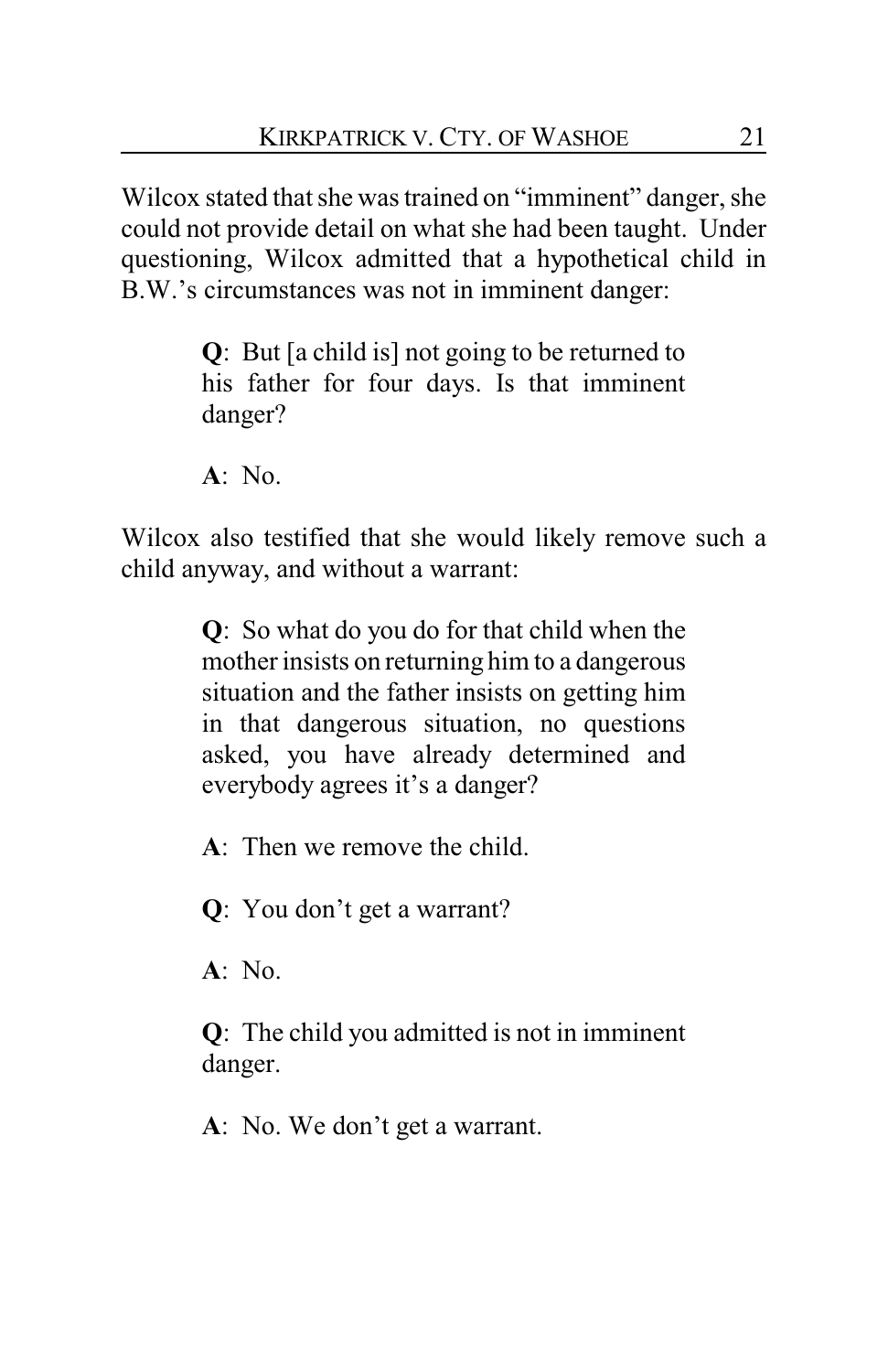Wilcox stated that she was trained on "imminent" danger, she could not provide detail on what she had been taught. Under questioning, Wilcox admitted that a hypothetical child in B.W.'s circumstances was not in imminent danger:

> **Q**: But [a child is] not going to be returned to his father for four days. Is that imminent danger?
>
> **A**: No.

Wilcox also testified that she would likely remove such a child anyway, and without a warrant:

> **Q**: So what do you do for that child when the mother insists on returning him to a dangerous situation and the father insists on getting him in that dangerous situation, no questions asked, you have already determined and everybody agrees it's a danger?
>
> **A**: Then we remove the child.
>
> **Q**: You don't get a warrant?
>
> **A**: No.
>
> **Q**: The child you admitted is not in imminent danger.
>
> **A**: No. We don't get a warrant.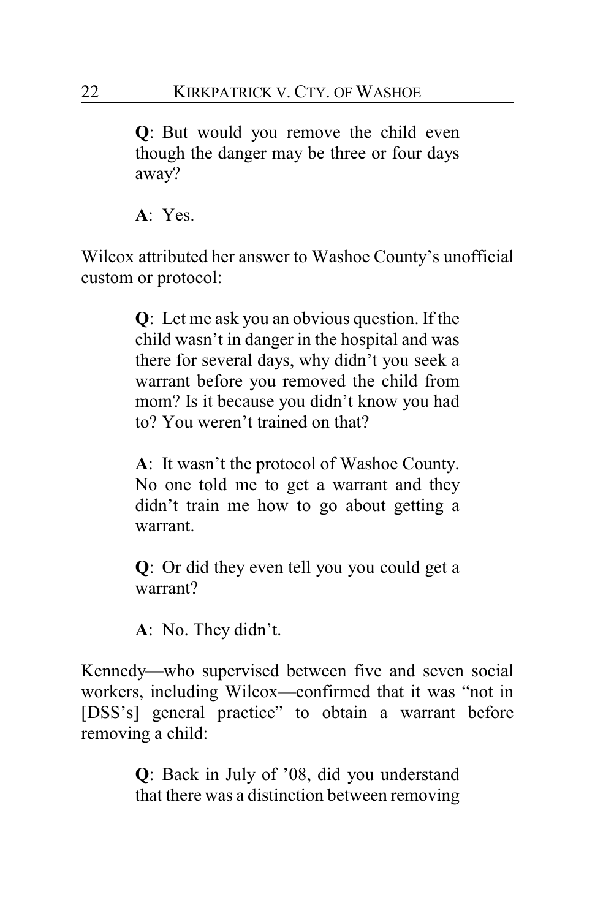> **Q**: But would you remove the child even though the danger may be three or four days away?
>
> **A**: Yes.

Wilcox attributed her answer to Washoe County's unofficial custom or protocol:

> **Q**: Let me ask you an obvious question. If the child wasn't in danger in the hospital and was there for several days, why didn't you seek a warrant before you removed the child from mom? Is it because you didn't know you had to? You weren't trained on that?
>
> **A**: It wasn't the protocol of Washoe County. No one told me to get a warrant and they didn't train me how to go about getting a warrant.
>
> **Q**: Or did they even tell you you could get a warrant?
>
> **A**: No. They didn't.

Kennedy—who supervised between five and seven social workers, including Wilcox—confirmed that it was "not in [DSS's] general practice" to obtain a warrant before removing a child:

> **Q**: Back in July of '08, did you understand that there was a distinction between removing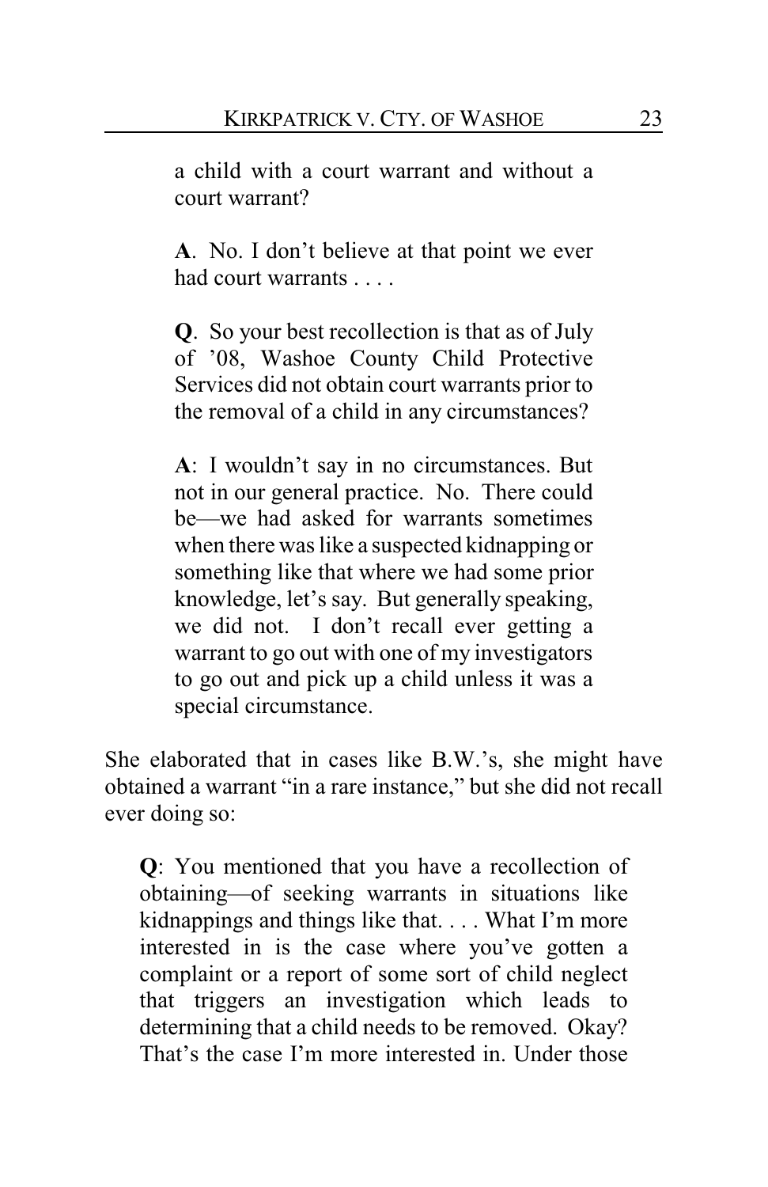> a child with a court warrant and without a court warrant?
>
> **A**. No. I don't believe at that point we ever had court warrants . . . .
>
> **Q**. So your best recollection is that as of July of '08, Washoe County Child Protective Services did not obtain court warrants prior to the removal of a child in any circumstances?
>
> **A**: I wouldn't say in no circumstances. But not in our general practice. No. There could be—we had asked for warrants sometimes when there was like a suspected kidnapping or something like that where we had some prior knowledge, let's say. But generally speaking, we did not. I don't recall ever getting a warrant to go out with one of my investigators to go out and pick up a child unless it was a special circumstance.

She elaborated that in cases like B.W.'s, she might have obtained a warrant "in a rare instance," but she did not recall ever doing so:

> **Q**: You mentioned that you have a recollection of obtaining—of seeking warrants in situations like kidnappings and things like that. . . . What I'm more interested in is the case where you've gotten a complaint or a report of some sort of child neglect that triggers an investigation which leads to determining that a child needs to be removed. Okay? That's the case I'm more interested in. Under those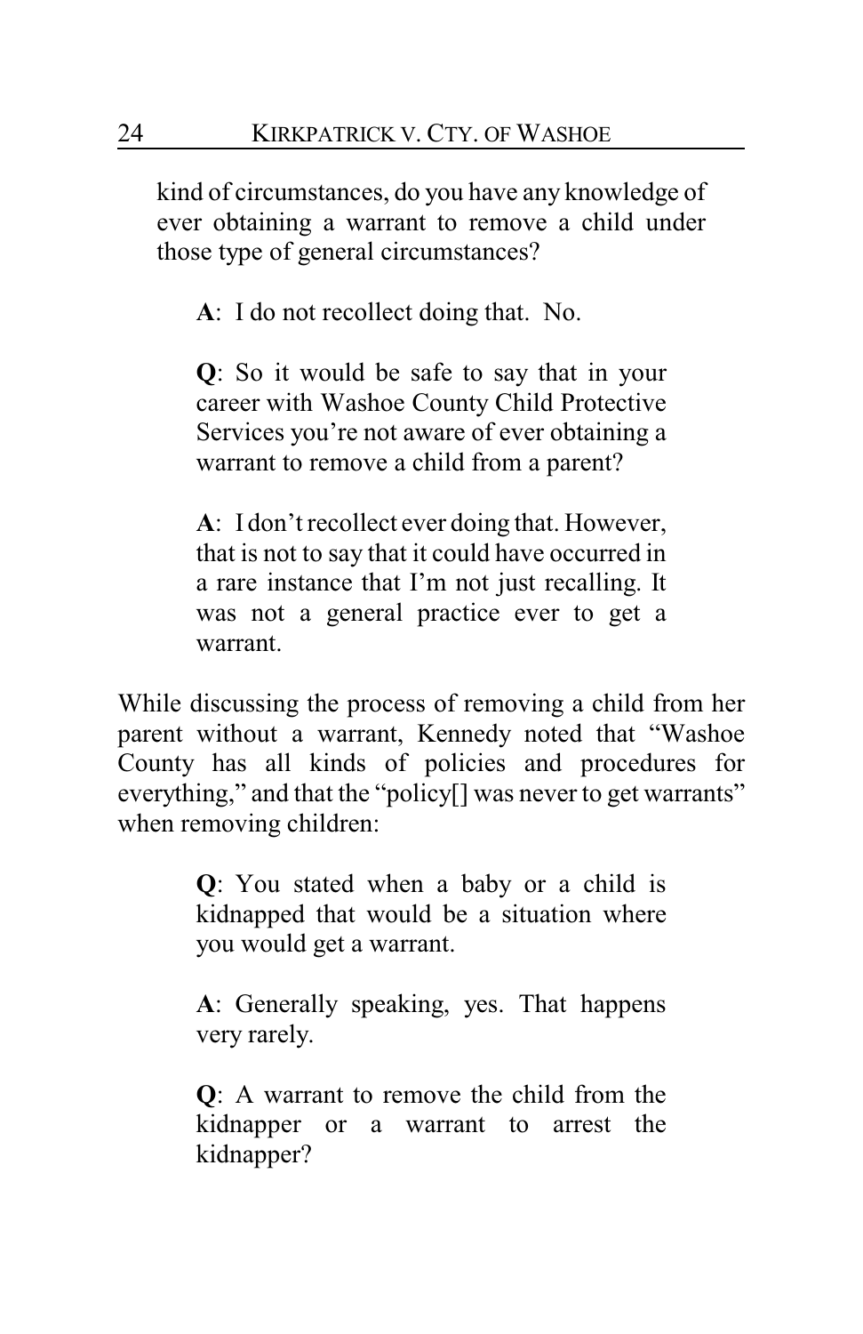kind of circumstances, do you have any knowledge of ever obtaining a warrant to remove a child under those type of general circumstances?

> **A**: I do not recollect doing that. No.
>
> **Q**: So it would be safe to say that in your career with Washoe County Child Protective Services you're not aware of ever obtaining a warrant to remove a child from a parent?
>
> **A**: I don't recollect ever doing that. However, that is not to say that it could have occurred in a rare instance that I'm not just recalling. It was not a general practice ever to get a warrant.

While discussing the process of removing a child from her parent without a warrant, Kennedy noted that "Washoe County has all kinds of policies and procedures for everything," and that the "policy[] was never to get warrants" when removing children:

> **Q**: You stated when a baby or a child is kidnapped that would be a situation where you would get a warrant.
>
> **A**: Generally speaking, yes. That happens very rarely.
>
> **Q**: A warrant to remove the child from the kidnapper or a warrant to arrest the kidnapper?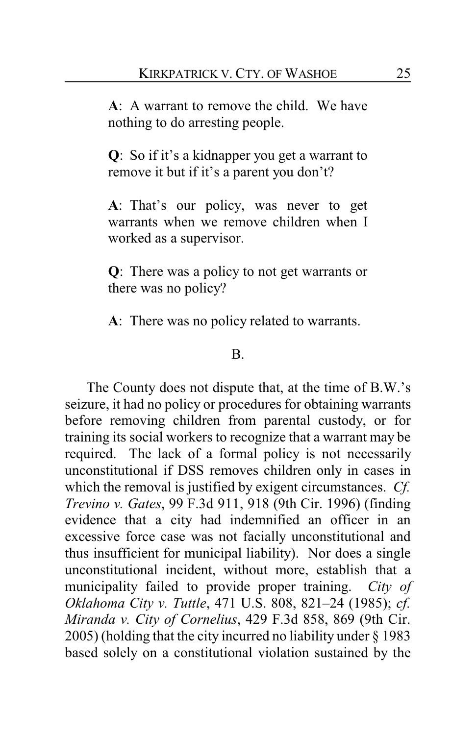**A**: A warrant to remove the child. We have nothing to do arresting people.

**Q**: So if it's a kidnapper you get a warrant to remove it but if it's a parent you don't?

**A**: That's our policy, was never to get warrants when we remove children when I worked as a supervisor.

**Q**: There was a policy to not get warrants or there was no policy?

**A**: There was no policy related to warrants.

B.

The County does not dispute that, at the time of B.W.'s seizure, it had no policy or procedures for obtaining warrants before removing children from parental custody, or for training its social workers to recognize that a warrant may be required. The lack of a formal policy is not necessarily unconstitutional if DSS removes children only in cases in which the removal is justified by exigent circumstances. *Cf. Trevino v. Gates*, 99 F.3d 911, 918 (9th Cir. 1996) (finding evidence that a city had indemnified an officer in an excessive force case was not facially unconstitutional and thus insufficient for municipal liability). Nor does a single unconstitutional incident, without more, establish that a municipality failed to provide proper training. *City of Oklahoma City v. Tuttle*, 471 U.S. 808, 821–24 (1985); *cf. Miranda v. City of Cornelius*, 429 F.3d 858, 869 (9th Cir. 2005) (holding that the city incurred no liability under § 1983 based solely on a constitutional violation sustained by the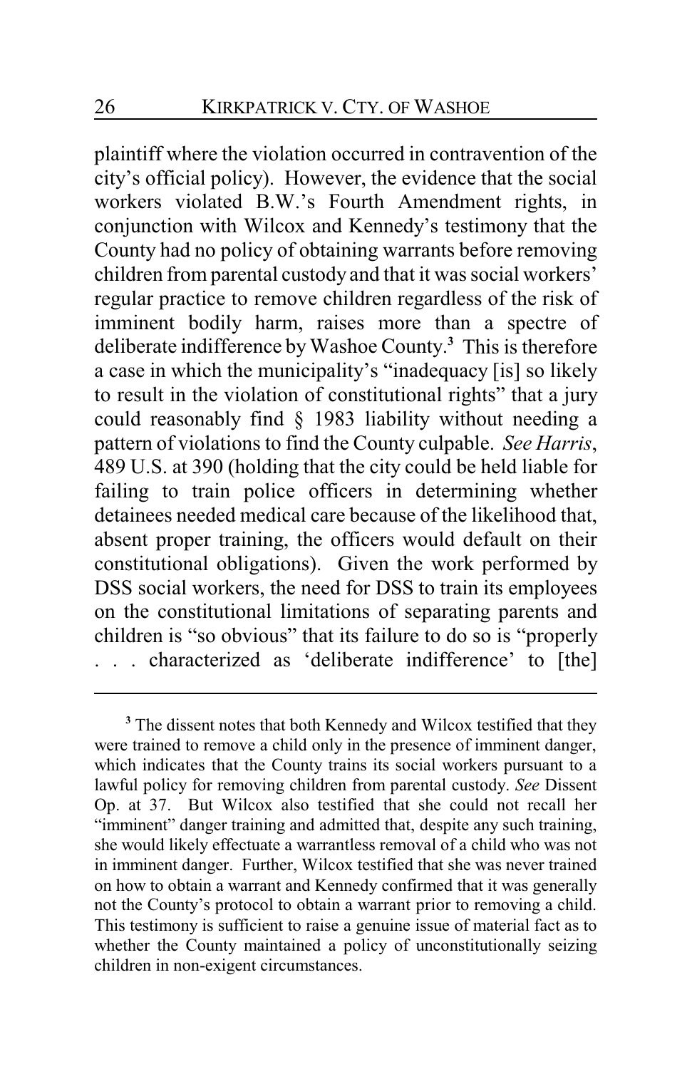plaintiff where the violation occurred in contravention of the city's official policy). However, the evidence that the social workers violated B.W.'s Fourth Amendment rights, in conjunction with Wilcox and Kennedy's testimony that the County had no policy of obtaining warrants before removing children from parental custody and that it was social workers' regular practice to remove children regardless of the risk of imminent bodily harm, raises more than a spectre of deliberate indifference by Washoe County.[3] This is therefore a case in which the municipality's "inadequacy [is] so likely to result in the violation of constitutional rights" that a jury could reasonably find § 1983 liability without needing a pattern of violations to find the County culpable. *See Harris*, 489 U.S. at 390 (holding that the city could be held liable for failing to train police officers in determining whether detainees needed medical care because of the likelihood that, absent proper training, the officers would default on their constitutional obligations). Given the work performed by DSS social workers, the need for DSS to train its employees on the constitutional limitations of separating parents and children is "so obvious" that its failure to do so is "properly . . . characterized as 'deliberate indifference' to [the]

---

[3] The dissent notes that both Kennedy and Wilcox testified that they were trained to remove a child only in the presence of imminent danger, which indicates that the County trains its social workers pursuant to a lawful policy for removing children from parental custody. *See* Dissent Op. at 37. But Wilcox also testified that she could not recall her "imminent" danger training and admitted that, despite any such training, she would likely effectuate a warrantless removal of a child who was not in imminent danger. Further, Wilcox testified that she was never trained on how to obtain a warrant and Kennedy confirmed that it was generally not the County's protocol to obtain a warrant prior to removing a child. This testimony is sufficient to raise a genuine issue of material fact as to whether the County maintained a policy of unconstitutionally seizing children in non-exigent circumstances.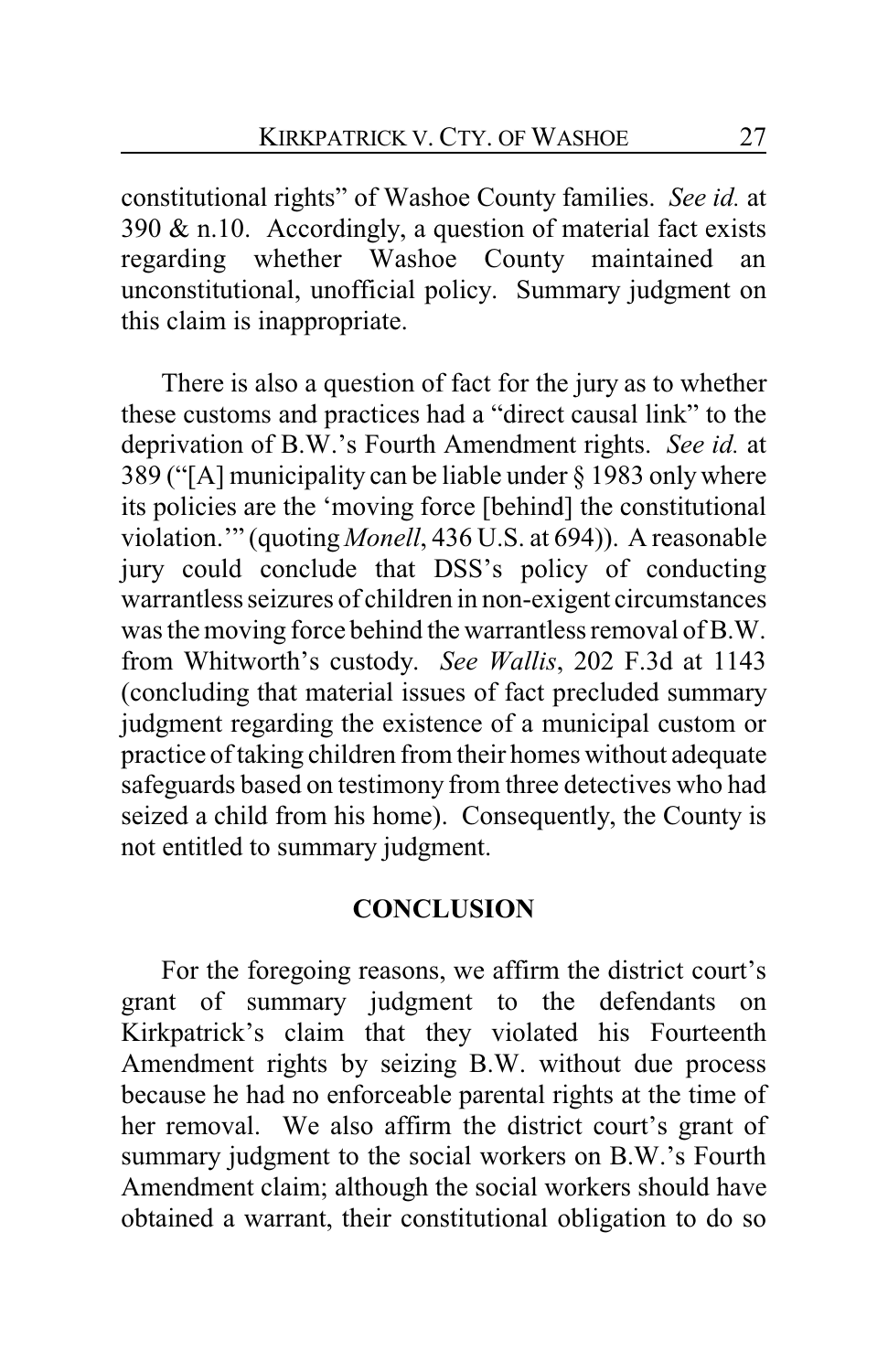constitutional rights" of Washoe County families. *See id.* at 390 & n.10. Accordingly, a question of material fact exists regarding whether Washoe County maintained an unconstitutional, unofficial policy. Summary judgment on this claim is inappropriate.

There is also a question of fact for the jury as to whether these customs and practices had a "direct causal link" to the deprivation of B.W.'s Fourth Amendment rights. *See id.* at 389 ("[A] municipality can be liable under § 1983 only where its policies are the 'moving force [behind] the constitutional violation.'" (quoting *Monell*, 436 U.S. at 694)). A reasonable jury could conclude that DSS's policy of conducting warrantless seizures of children in non-exigent circumstances was the moving force behind the warrantless removal of B.W. from Whitworth's custody. *See Wallis*, 202 F.3d at 1143 (concluding that material issues of fact precluded summary judgment regarding the existence of a municipal custom or practice of taking children from their homes without adequate safeguards based on testimony from three detectives who had seized a child from his home). Consequently, the County is not entitled to summary judgment.

## CONCLUSION

For the foregoing reasons, we affirm the district court's grant of summary judgment to the defendants on Kirkpatrick's claim that they violated his Fourteenth Amendment rights by seizing B.W. without due process because he had no enforceable parental rights at the time of her removal. We also affirm the district court's grant of summary judgment to the social workers on B.W.'s Fourth Amendment claim; although the social workers should have obtained a warrant, their constitutional obligation to do so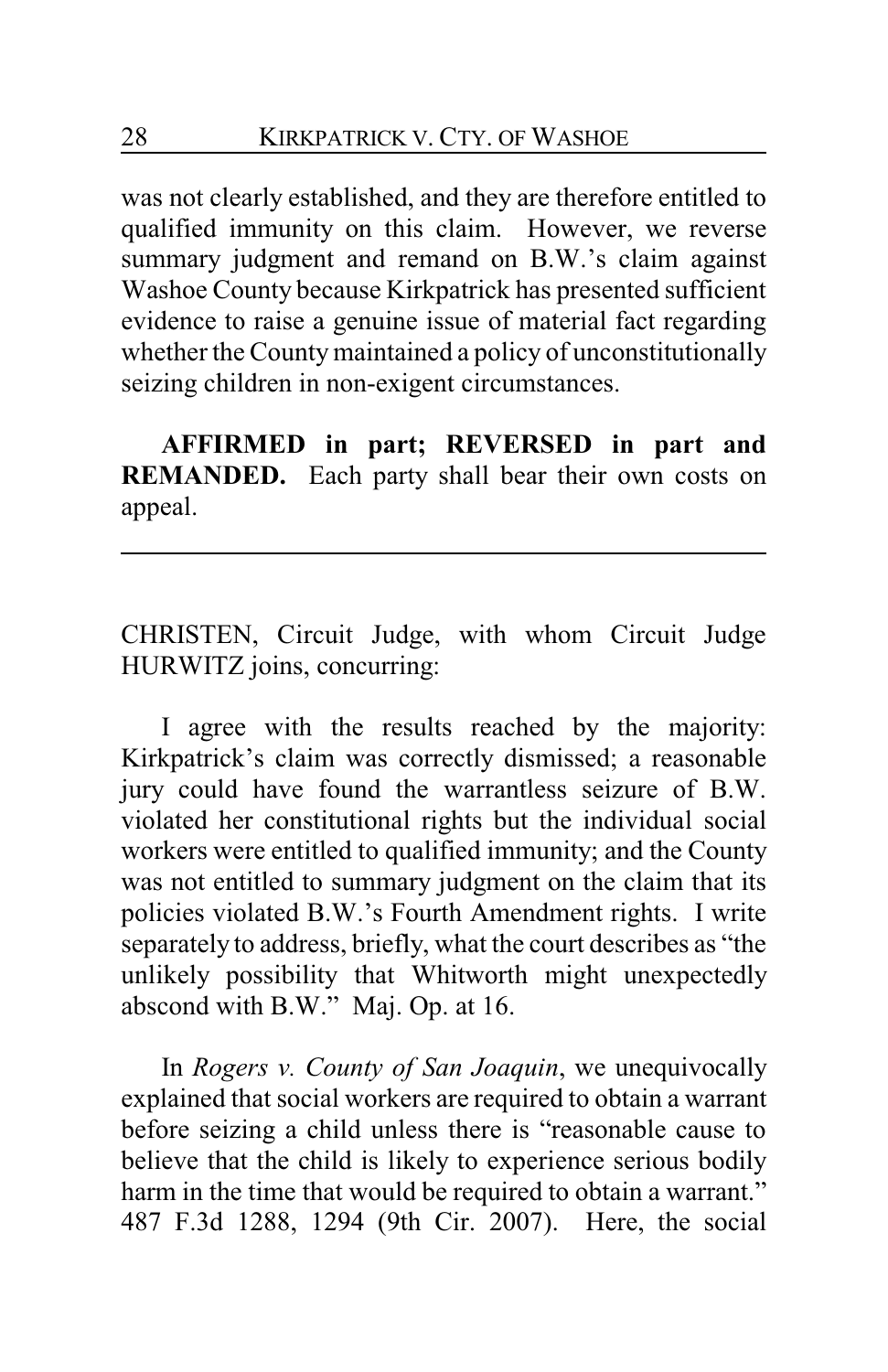was not clearly established, and they are therefore entitled to qualified immunity on this claim. However, we reverse summary judgment and remand on B.W.'s claim against Washoe County because Kirkpatrick has presented sufficient evidence to raise a genuine issue of material fact regarding whether the County maintained a policy of unconstitutionally seizing children in non-exigent circumstances.

**AFFIRMED in part; REVERSED in part and REMANDED.** Each party shall bear their own costs on appeal.

---

CHRISTEN, Circuit Judge, with whom Circuit Judge HURWITZ joins, concurring:

I agree with the results reached by the majority: Kirkpatrick's claim was correctly dismissed; a reasonable jury could have found the warrantless seizure of B.W. violated her constitutional rights but the individual social workers were entitled to qualified immunity; and the County was not entitled to summary judgment on the claim that its policies violated B.W.'s Fourth Amendment rights. I write separately to address, briefly, what the court describes as "the unlikely possibility that Whitworth might unexpectedly abscond with B.W." Maj. Op. at 16.

In *Rogers v. County of San Joaquin*, we unequivocally explained that social workers are required to obtain a warrant before seizing a child unless there is "reasonable cause to believe that the child is likely to experience serious bodily harm in the time that would be required to obtain a warrant." 487 F.3d 1288, 1294 (9th Cir. 2007). Here, the social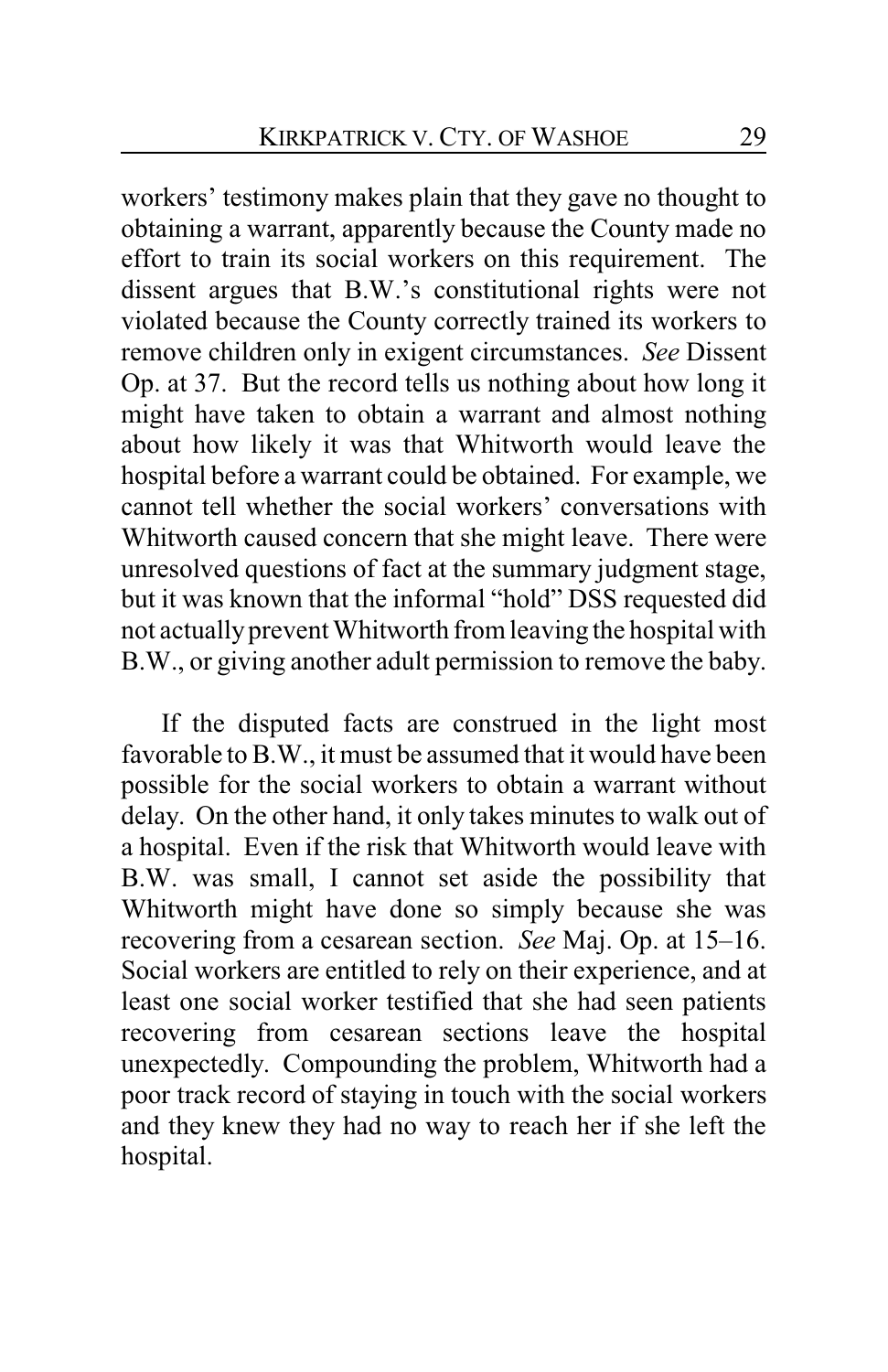workers' testimony makes plain that they gave no thought to obtaining a warrant, apparently because the County made no effort to train its social workers on this requirement. The dissent argues that B.W.'s constitutional rights were not violated because the County correctly trained its workers to remove children only in exigent circumstances. *See* Dissent Op. at 37. But the record tells us nothing about how long it might have taken to obtain a warrant and almost nothing about how likely it was that Whitworth would leave the hospital before a warrant could be obtained. For example, we cannot tell whether the social workers' conversations with Whitworth caused concern that she might leave. There were unresolved questions of fact at the summary judgment stage, but it was known that the informal "hold" DSS requested did not actually prevent Whitworth from leaving the hospital with B.W., or giving another adult permission to remove the baby.

If the disputed facts are construed in the light most favorable to B.W., it must be assumed that it would have been possible for the social workers to obtain a warrant without delay. On the other hand, it only takes minutes to walk out of a hospital. Even if the risk that Whitworth would leave with B.W. was small, I cannot set aside the possibility that Whitworth might have done so simply because she was recovering from a cesarean section. *See* Maj. Op. at 15–16. Social workers are entitled to rely on their experience, and at least one social worker testified that she had seen patients recovering from cesarean sections leave the hospital unexpectedly. Compounding the problem, Whitworth had a poor track record of staying in touch with the social workers and they knew they had no way to reach her if she left the hospital.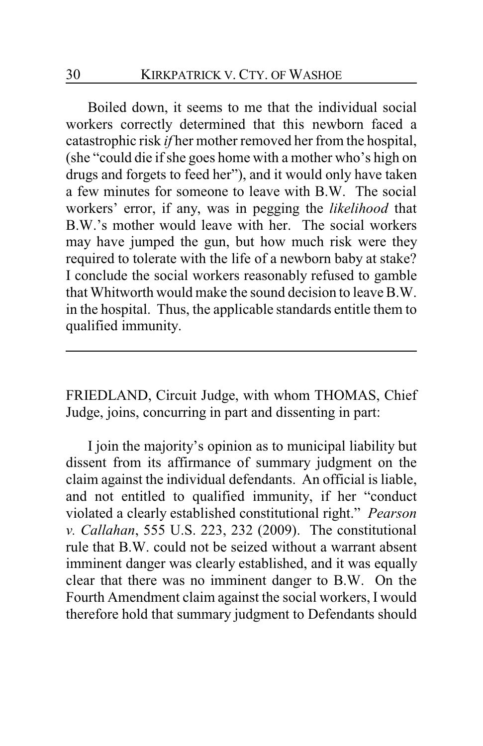Boiled down, it seems to me that the individual social workers correctly determined that this newborn faced a catastrophic risk *if* her mother removed her from the hospital, (she "could die if she goes home with a mother who's high on drugs and forgets to feed her"), and it would only have taken a few minutes for someone to leave with B.W. The social workers' error, if any, was in pegging the *likelihood* that B.W.'s mother would leave with her. The social workers may have jumped the gun, but how much risk were they required to tolerate with the life of a newborn baby at stake? I conclude the social workers reasonably refused to gamble that Whitworth would make the sound decision to leave B.W. in the hospital. Thus, the applicable standards entitle them to qualified immunity.

---

FRIEDLAND, Circuit Judge, with whom THOMAS, Chief Judge, joins, concurring in part and dissenting in part:

I join the majority's opinion as to municipal liability but dissent from its affirmance of summary judgment on the claim against the individual defendants. An official is liable, and not entitled to qualified immunity, if her "conduct violated a clearly established constitutional right." *Pearson v. Callahan*, 555 U.S. 223, 232 (2009). The constitutional rule that B.W. could not be seized without a warrant absent imminent danger was clearly established, and it was equally clear that there was no imminent danger to B.W. On the Fourth Amendment claim against the social workers, I would therefore hold that summary judgment to Defendants should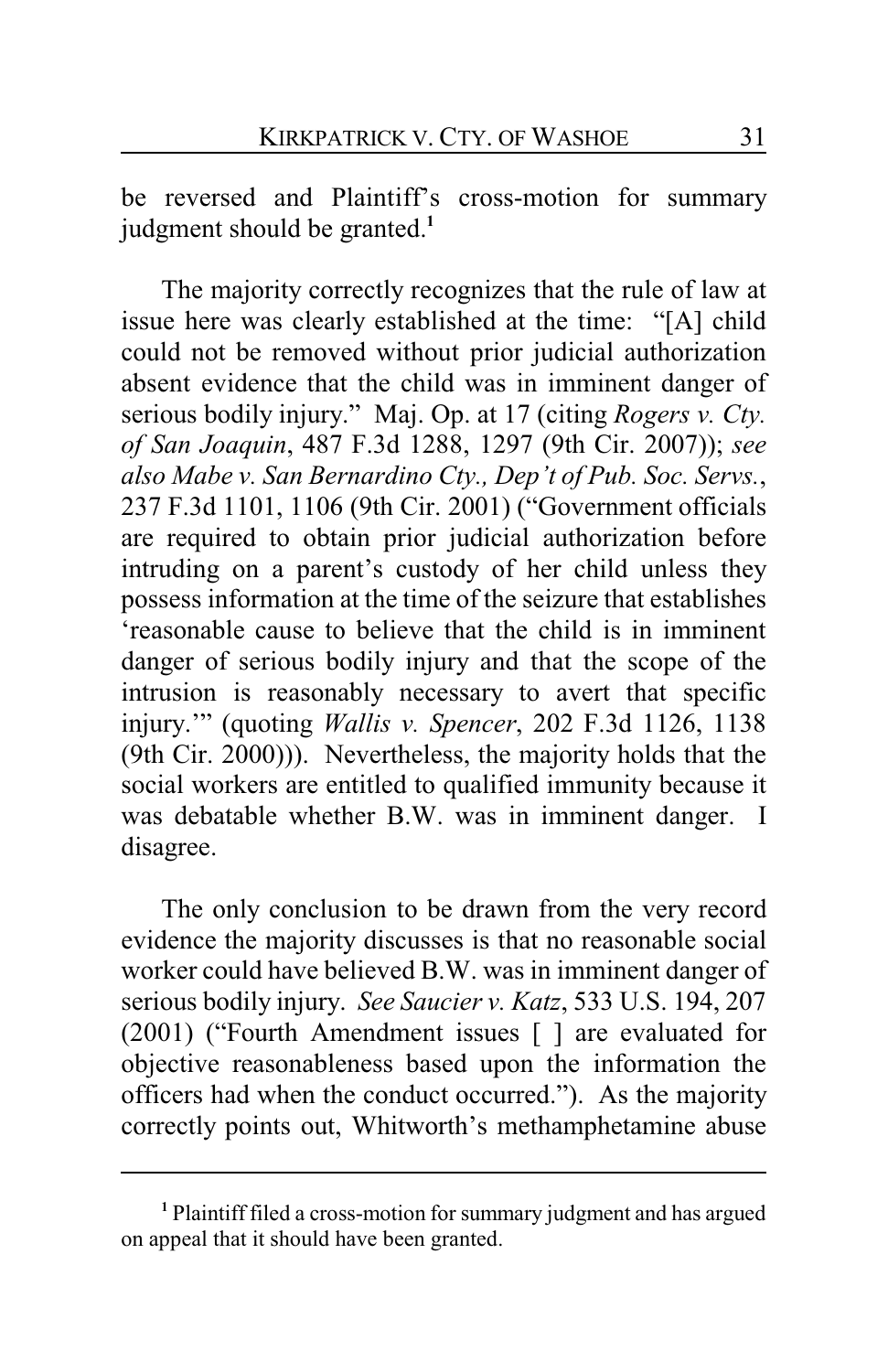be reversed and Plaintiff's cross-motion for summary judgment should be granted.[1]

The majority correctly recognizes that the rule of law at issue here was clearly established at the time: "[A] child could not be removed without prior judicial authorization absent evidence that the child was in imminent danger of serious bodily injury." Maj. Op. at 17 (citing *Rogers v. Cty. of San Joaquin*, 487 F.3d 1288, 1297 (9th Cir. 2007)); *see also Mabe v. San Bernardino Cty., Dep't of Pub. Soc. Servs.*, 237 F.3d 1101, 1106 (9th Cir. 2001) ("Government officials are required to obtain prior judicial authorization before intruding on a parent's custody of her child unless they possess information at the time of the seizure that establishes 'reasonable cause to believe that the child is in imminent danger of serious bodily injury and that the scope of the intrusion is reasonably necessary to avert that specific injury.'" (quoting *Wallis v. Spencer*, 202 F.3d 1126, 1138 (9th Cir. 2000))). Nevertheless, the majority holds that the social workers are entitled to qualified immunity because it was debatable whether B.W. was in imminent danger. I disagree.

The only conclusion to be drawn from the very record evidence the majority discusses is that no reasonable social worker could have believed B.W. was in imminent danger of serious bodily injury. *See Saucier v. Katz*, 533 U.S. 194, 207 (2001) ("Fourth Amendment issues [ ] are evaluated for objective reasonableness based upon the information the officers had when the conduct occurred."). As the majority correctly points out, Whitworth's methamphetamine abuse

[1] Plaintiff filed a cross-motion for summary judgment and has argued on appeal that it should have been granted.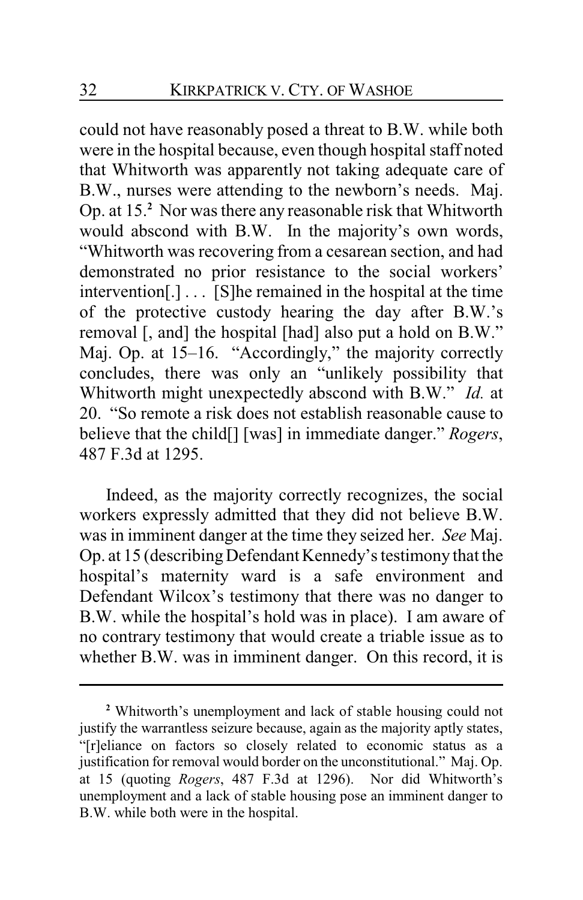could not have reasonably posed a threat to B.W. while both were in the hospital because, even though hospital staff noted that Whitworth was apparently not taking adequate care of B.W., nurses were attending to the newborn's needs. Maj. Op. at 15.[2] Nor was there any reasonable risk that Whitworth would abscond with B.W. In the majority's own words, "Whitworth was recovering from a cesarean section, and had demonstrated no prior resistance to the social workers' intervention[.] . . . [S]he remained in the hospital at the time of the protective custody hearing the day after B.W.'s removal [, and] the hospital [had] also put a hold on B.W." Maj. Op. at 15–16. "Accordingly," the majority correctly concludes, there was only an "unlikely possibility that Whitworth might unexpectedly abscond with B.W." *Id.* at 20. "So remote a risk does not establish reasonable cause to believe that the child[] [was] in immediate danger." *Rogers*, 487 F.3d at 1295.

Indeed, as the majority correctly recognizes, the social workers expressly admitted that they did not believe B.W. was in imminent danger at the time they seized her. *See* Maj. Op. at 15 (describing Defendant Kennedy's testimony that the hospital's maternity ward is a safe environment and Defendant Wilcox's testimony that there was no danger to B.W. while the hospital's hold was in place). I am aware of no contrary testimony that would create a triable issue as to whether B.W. was in imminent danger. On this record, it is

[2] Whitworth's unemployment and lack of stable housing could not justify the warrantless seizure because, again as the majority aptly states, "[r]eliance on factors so closely related to economic status as a justification for removal would border on the unconstitutional." Maj. Op. at 15 (quoting *Rogers*, 487 F.3d at 1296). Nor did Whitworth's unemployment and a lack of stable housing pose an imminent danger to B.W. while both were in the hospital.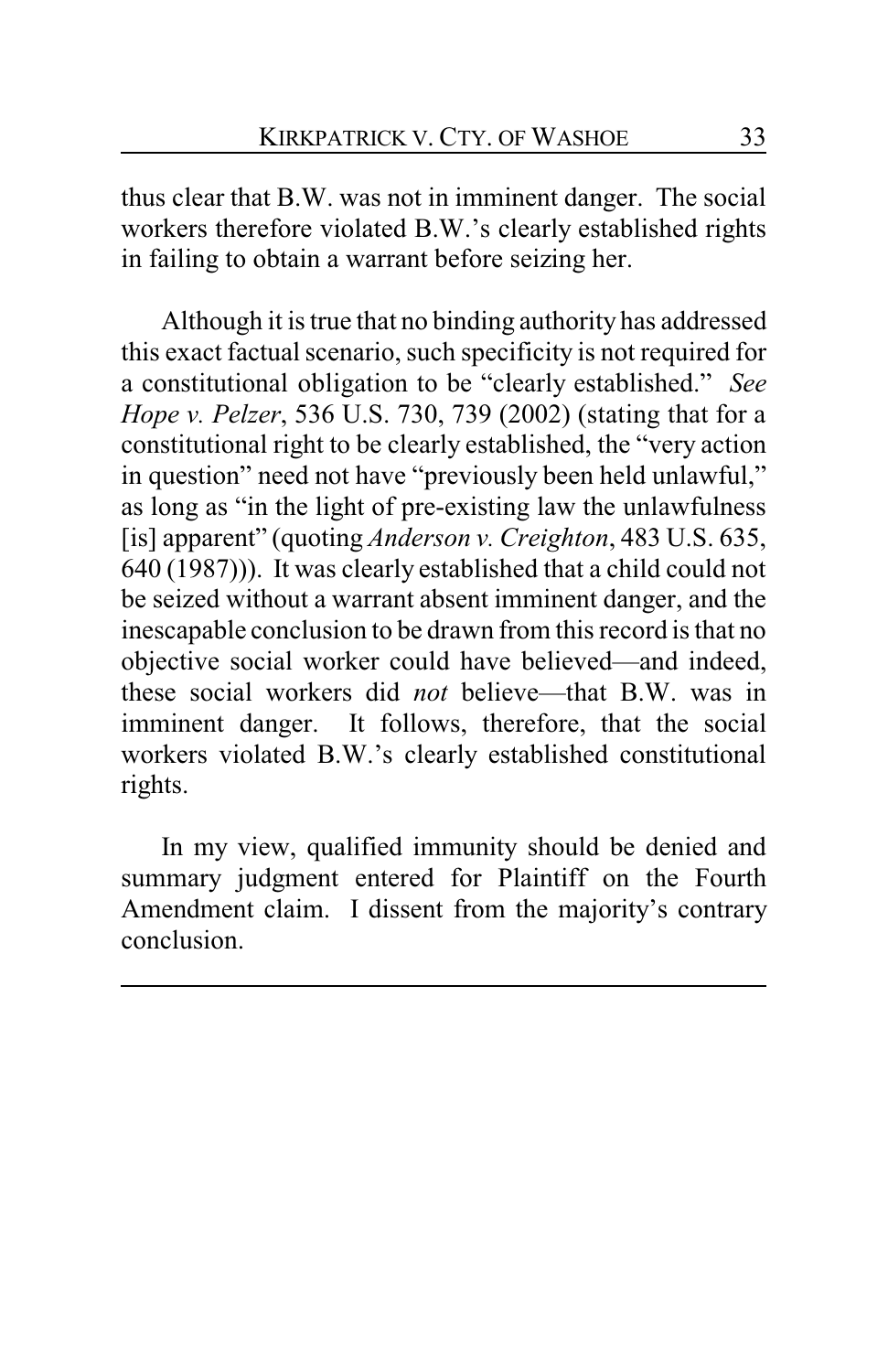thus clear that B.W. was not in imminent danger. The social workers therefore violated B.W.'s clearly established rights in failing to obtain a warrant before seizing her.

Although it is true that no binding authority has addressed this exact factual scenario, such specificity is not required for a constitutional obligation to be "clearly established." *See Hope v. Pelzer*, 536 U.S. 730, 739 (2002) (stating that for a constitutional right to be clearly established, the "very action in question" need not have "previously been held unlawful," as long as "in the light of pre-existing law the unlawfulness [is] apparent" (quoting *Anderson v. Creighton*, 483 U.S. 635, 640 (1987))). It was clearly established that a child could not be seized without a warrant absent imminent danger, and the inescapable conclusion to be drawn from this record is that no objective social worker could have believed—and indeed, these social workers did *not* believe—that B.W. was in imminent danger. It follows, therefore, that the social workers violated B.W.'s clearly established constitutional rights.

In my view, qualified immunity should be denied and summary judgment entered for Plaintiff on the Fourth Amendment claim. I dissent from the majority's contrary conclusion.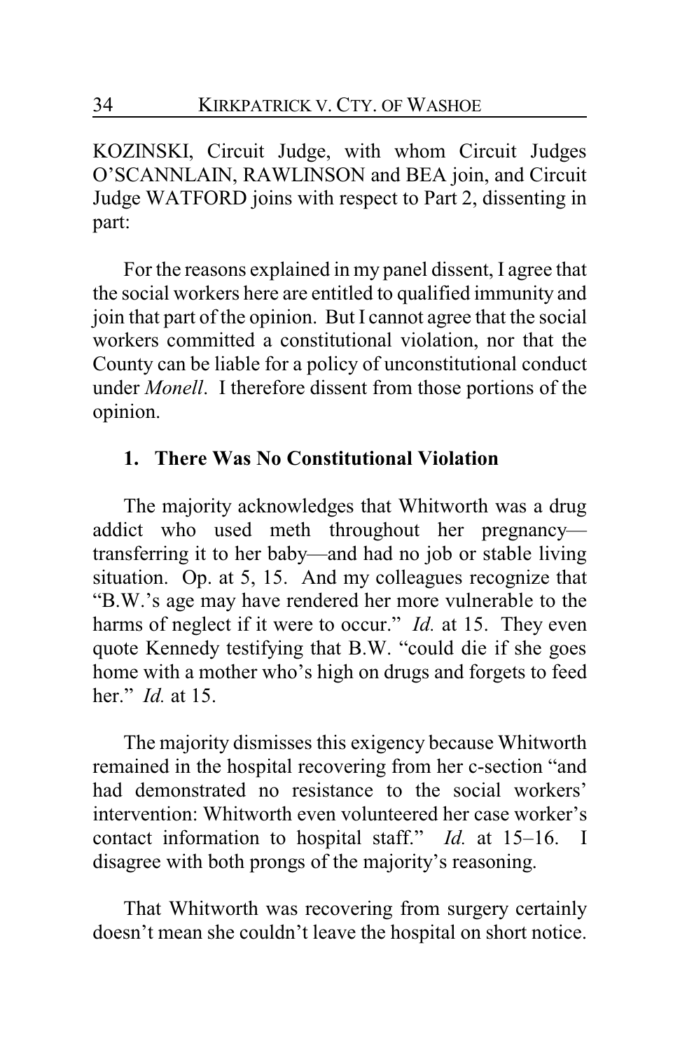KOZINSKI, Circuit Judge, with whom Circuit Judges O'SCANNLAIN, RAWLINSON and BEA join, and Circuit Judge WATFORD joins with respect to Part 2, dissenting in part:

For the reasons explained in my panel dissent, I agree that the social workers here are entitled to qualified immunity and join that part of the opinion. But I cannot agree that the social workers committed a constitutional violation, nor that the County can be liable for a policy of unconstitutional conduct under *Monell*. I therefore dissent from those portions of the opinion.

**1. There Was No Constitutional Violation**

The majority acknowledges that Whitworth was a drug addict who used meth throughout her pregnancy—transferring it to her baby—and had no job or stable living situation. Op. at 5, 15. And my colleagues recognize that "B.W.'s age may have rendered her more vulnerable to the harms of neglect if it were to occur." *Id.* at 15. They even quote Kennedy testifying that B.W. "could die if she goes home with a mother who's high on drugs and forgets to feed her." *Id.* at 15.

The majority dismisses this exigency because Whitworth remained in the hospital recovering from her c-section "and had demonstrated no resistance to the social workers' intervention: Whitworth even volunteered her case worker's contact information to hospital staff." *Id.* at 15–16. I disagree with both prongs of the majority's reasoning.

That Whitworth was recovering from surgery certainly doesn't mean she couldn't leave the hospital on short notice.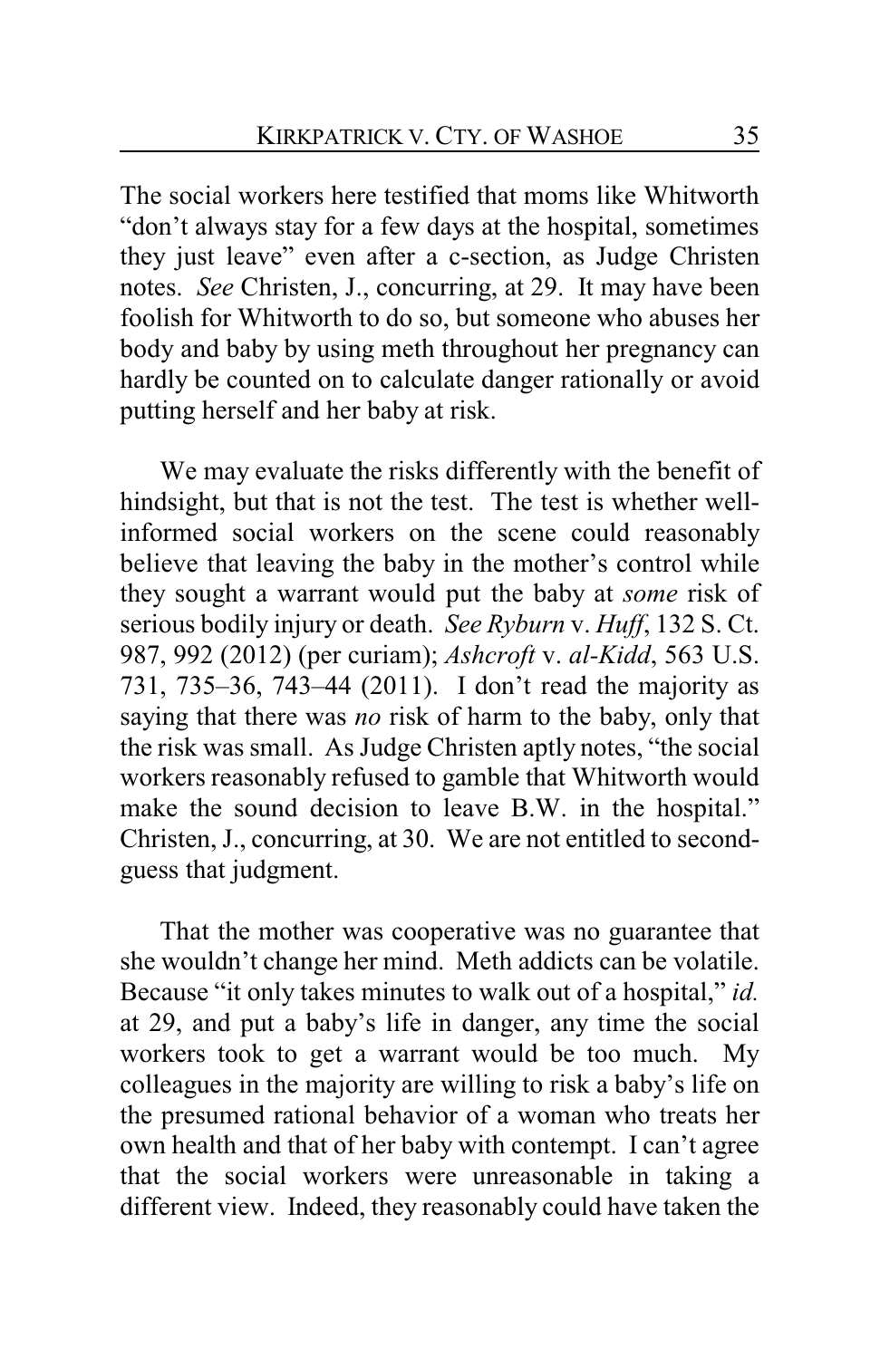The social workers here testified that moms like Whitworth "don't always stay for a few days at the hospital, sometimes they just leave" even after a c-section, as Judge Christen notes. *See* Christen, J., concurring, at 29. It may have been foolish for Whitworth to do so, but someone who abuses her body and baby by using meth throughout her pregnancy can hardly be counted on to calculate danger rationally or avoid putting herself and her baby at risk.

We may evaluate the risks differently with the benefit of hindsight, but that is not the test. The test is whether well-informed social workers on the scene could reasonably believe that leaving the baby in the mother's control while they sought a warrant would put the baby at *some* risk of serious bodily injury or death. *See Ryburn* v. *Huff*, 132 S. Ct. 987, 992 (2012) (per curiam); *Ashcroft* v. *al-Kidd*, 563 U.S. 731, 735–36, 743–44 (2011). I don't read the majority as saying that there was *no* risk of harm to the baby, only that the risk was small. As Judge Christen aptly notes, "the social workers reasonably refused to gamble that Whitworth would make the sound decision to leave B.W. in the hospital." Christen, J., concurring, at 30. We are not entitled to second-guess that judgment.

That the mother was cooperative was no guarantee that she wouldn't change her mind. Meth addicts can be volatile. Because "it only takes minutes to walk out of a hospital," *id.* at 29, and put a baby's life in danger, any time the social workers took to get a warrant would be too much. My colleagues in the majority are willing to risk a baby's life on the presumed rational behavior of a woman who treats her own health and that of her baby with contempt. I can't agree that the social workers were unreasonable in taking a different view. Indeed, they reasonably could have taken the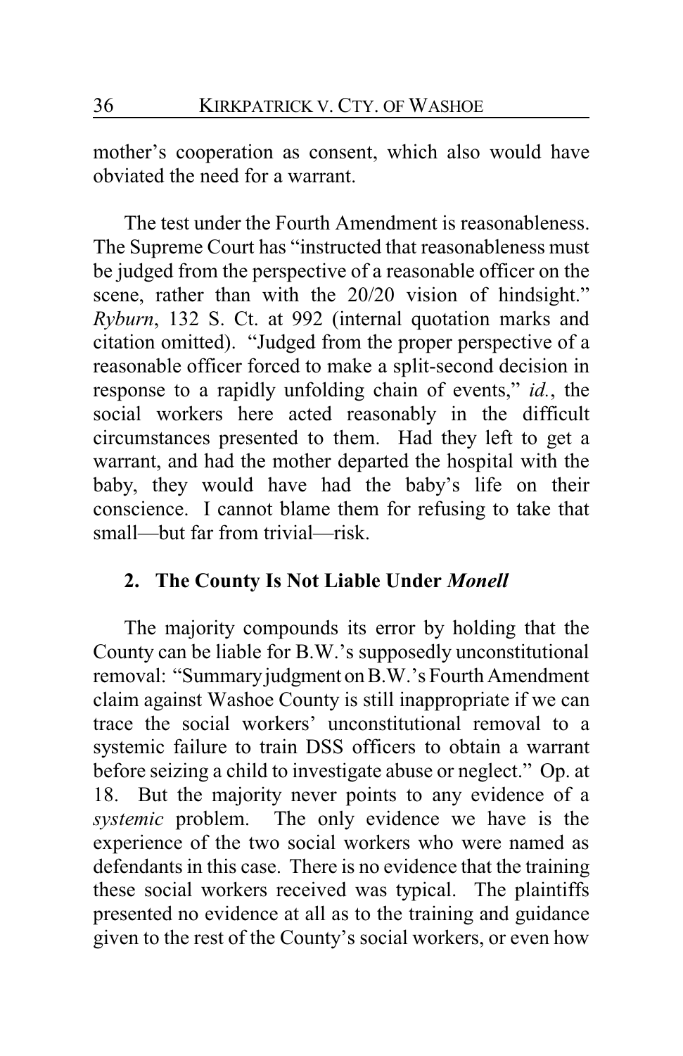mother's cooperation as consent, which also would have obviated the need for a warrant.

The test under the Fourth Amendment is reasonableness. The Supreme Court has "instructed that reasonableness must be judged from the perspective of a reasonable officer on the scene, rather than with the 20/20 vision of hindsight." *Ryburn*, 132 S. Ct. at 992 (internal quotation marks and citation omitted). "Judged from the proper perspective of a reasonable officer forced to make a split-second decision in response to a rapidly unfolding chain of events," *id.*, the social workers here acted reasonably in the difficult circumstances presented to them. Had they left to get a warrant, and had the mother departed the hospital with the baby, they would have had the baby's life on their conscience. I cannot blame them for refusing to take that small—but far from trivial—risk.

### 2. The County Is Not Liable Under *Monell*

The majority compounds its error by holding that the County can be liable for B.W.'s supposedly unconstitutional removal: "Summary judgment on B.W.'s Fourth Amendment claim against Washoe County is still inappropriate if we can trace the social workers' unconstitutional removal to a systemic failure to train DSS officers to obtain a warrant before seizing a child to investigate abuse or neglect." Op. at 18. But the majority never points to any evidence of a *systemic* problem. The only evidence we have is the experience of the two social workers who were named as defendants in this case. There is no evidence that the training these social workers received was typical. The plaintiffs presented no evidence at all as to the training and guidance given to the rest of the County's social workers, or even how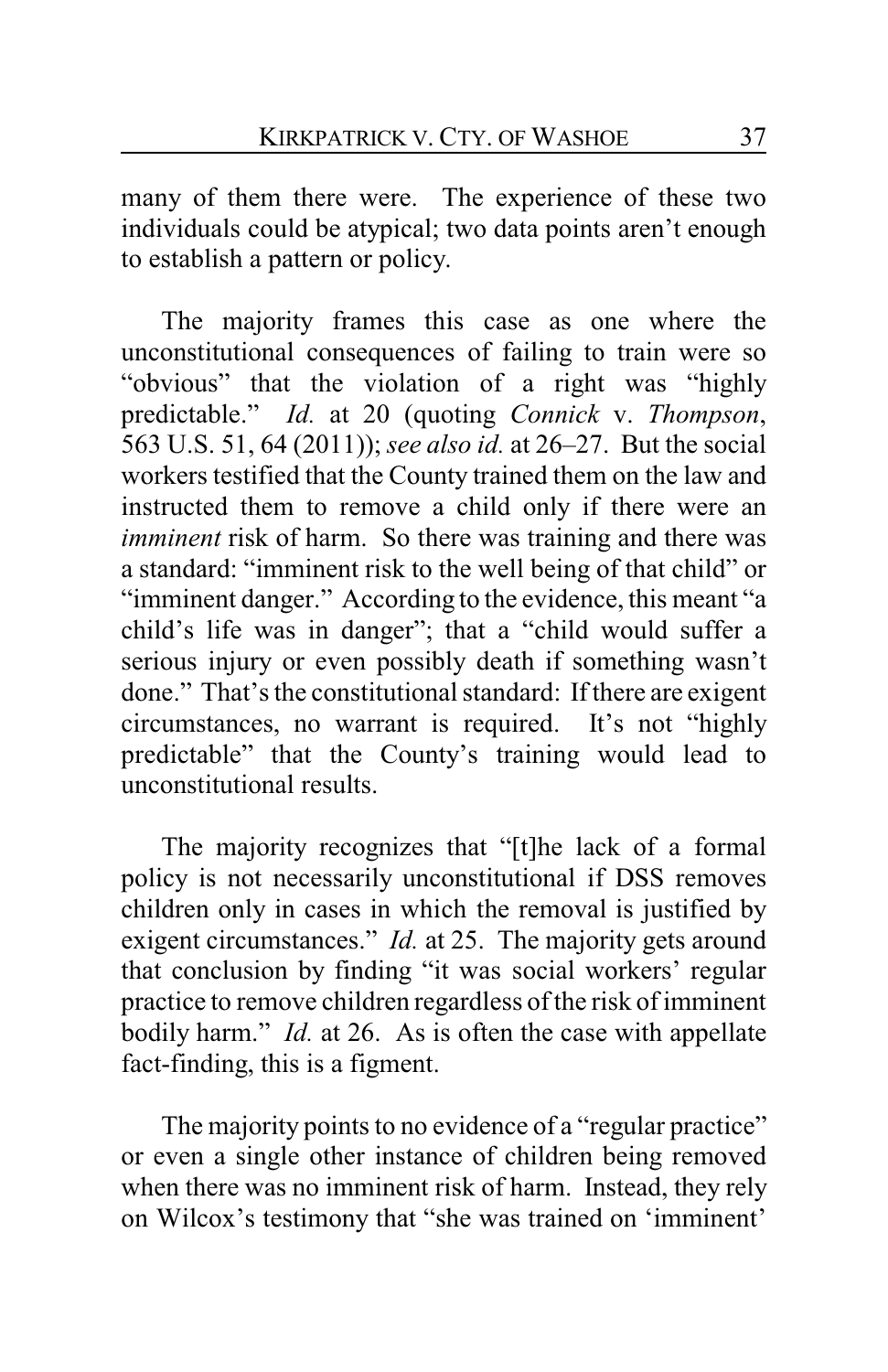many of them there were. The experience of these two individuals could be atypical; two data points aren't enough to establish a pattern or policy.

The majority frames this case as one where the unconstitutional consequences of failing to train were so "obvious" that the violation of a right was "highly predictable." *Id.* at 20 (quoting *Connick* v. *Thompson*, 563 U.S. 51, 64 (2011)); *see also id.* at 26–27. But the social workers testified that the County trained them on the law and instructed them to remove a child only if there were an *imminent* risk of harm. So there was training and there was a standard: "imminent risk to the well being of that child" or "imminent danger." According to the evidence, this meant "a child's life was in danger"; that a "child would suffer a serious injury or even possibly death if something wasn't done." That's the constitutional standard: If there are exigent circumstances, no warrant is required. It's not "highly predictable" that the County's training would lead to unconstitutional results.

The majority recognizes that "[t]he lack of a formal policy is not necessarily unconstitutional if DSS removes children only in cases in which the removal is justified by exigent circumstances." *Id.* at 25. The majority gets around that conclusion by finding "it was social workers' regular practice to remove children regardless of the risk of imminent bodily harm." *Id.* at 26. As is often the case with appellate fact-finding, this is a figment.

The majority points to no evidence of a "regular practice" or even a single other instance of children being removed when there was no imminent risk of harm. Instead, they rely on Wilcox's testimony that "she was trained on 'imminent'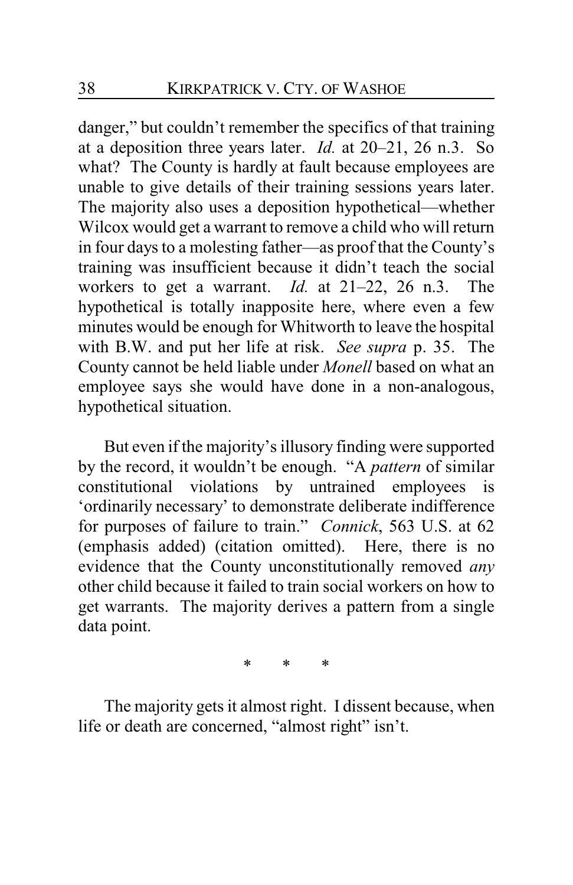danger," but couldn't remember the specifics of that training at a deposition three years later. *Id.* at 20–21, 26 n.3. So what? The County is hardly at fault because employees are unable to give details of their training sessions years later. The majority also uses a deposition hypothetical—whether Wilcox would get a warrant to remove a child who will return in four days to a molesting father—as proof that the County's training was insufficient because it didn't teach the social workers to get a warrant. *Id.* at 21–22, 26 n.3. The hypothetical is totally inapposite here, where even a few minutes would be enough for Whitworth to leave the hospital with B.W. and put her life at risk. *See supra* p. 35. The County cannot be held liable under *Monell* based on what an employee says she would have done in a non-analogous, hypothetical situation.

But even if the majority's illusory finding were supported by the record, it wouldn't be enough. "A *pattern* of similar constitutional violations by untrained employees is 'ordinarily necessary' to demonstrate deliberate indifference for purposes of failure to train." *Connick*, 563 U.S. at 62 (emphasis added) (citation omitted). Here, there is no evidence that the County unconstitutionally removed *any* other child because it failed to train social workers on how to get warrants. The majority derives a pattern from a single data point.

\* \* \*

The majority gets it almost right. I dissent because, when life or death are concerned, "almost right" isn't.